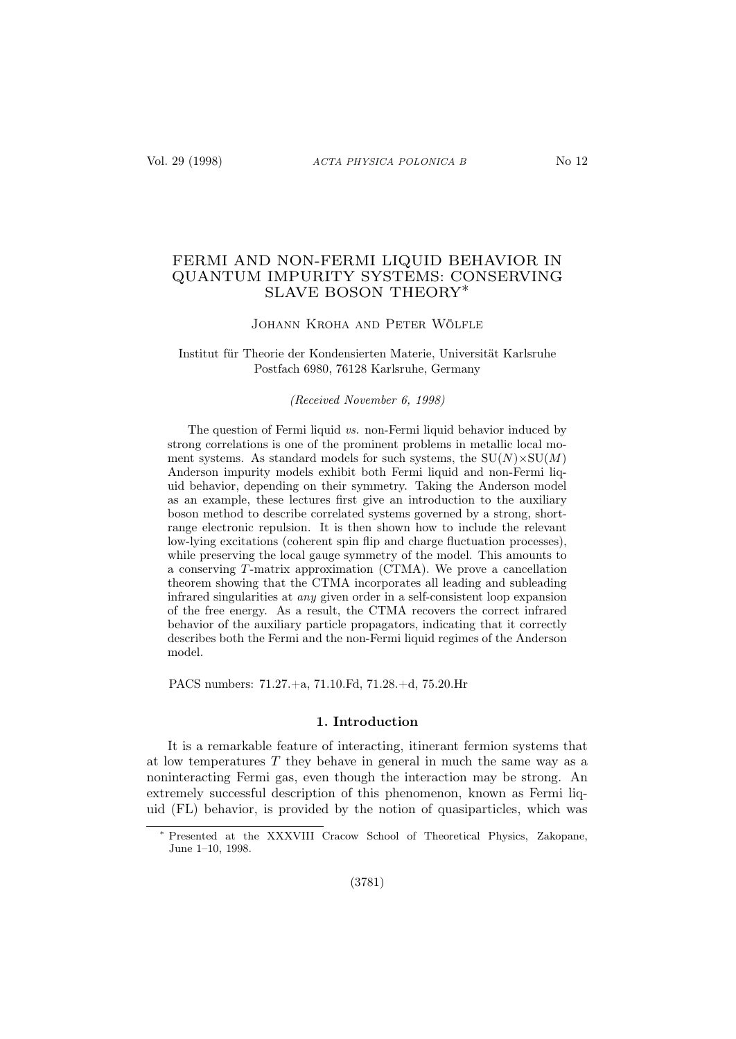# FERMI AND NON-FERMI LIQUID BEHAVIOR IN QUANTUM IMPURITY SYSTEMS: CONSERVING SLAVE BOSON THEORY*

Johann Kroha and Peter Wölfle

Institut für Theorie der Kondensierten Materie, Universität Karlsruhe
Postfach 6980, 76128 Karlsruhe, Germany

*(Received November 6, 1998)*

The question of Fermi liquid *vs.* non-Fermi liquid behavior induced by strong correlations is one of the prominent problems in metallic local moment systems. As standard models for such systems, the SU($N$)×SU($M$) Anderson impurity models exhibit both Fermi liquid and non-Fermi liquid behavior, depending on their symmetry. Taking the Anderson model as an example, these lectures first give an introduction to the auxiliary boson method to describe correlated systems governed by a strong, short-range electronic repulsion. It is then shown how to include the relevant low-lying excitations (coherent spin flip and charge fluctuation processes), while preserving the local gauge symmetry of the model. This amounts to a conserving $T$-matrix approximation (CTMA). We prove a cancellation theorem showing that the CTMA incorporates all leading and subleading infrared singularities at *any* given order in a self-consistent loop expansion of the free energy. As a result, the CTMA recovers the correct infrared behavior of the auxiliary particle propagators, indicating that it correctly describes both the Fermi and the non-Fermi liquid regimes of the Anderson model.

PACS numbers: 71.27.+a, 71.10.Fd, 71.28.+d, 75.20.Hr

## 1. Introduction

It is a remarkable feature of interacting, itinerant fermion systems that at low temperatures $T$ they behave in general in much the same way as a noninteracting Fermi gas, even though the interaction may be strong. An extremely successful description of this phenomenon, known as Fermi liquid (FL) behavior, is provided by the notion of quasiparticles, which was

---

* Presented at the XXXVIII Cracow School of Theoretical Physics, Zakopane, June 1–10, 1998.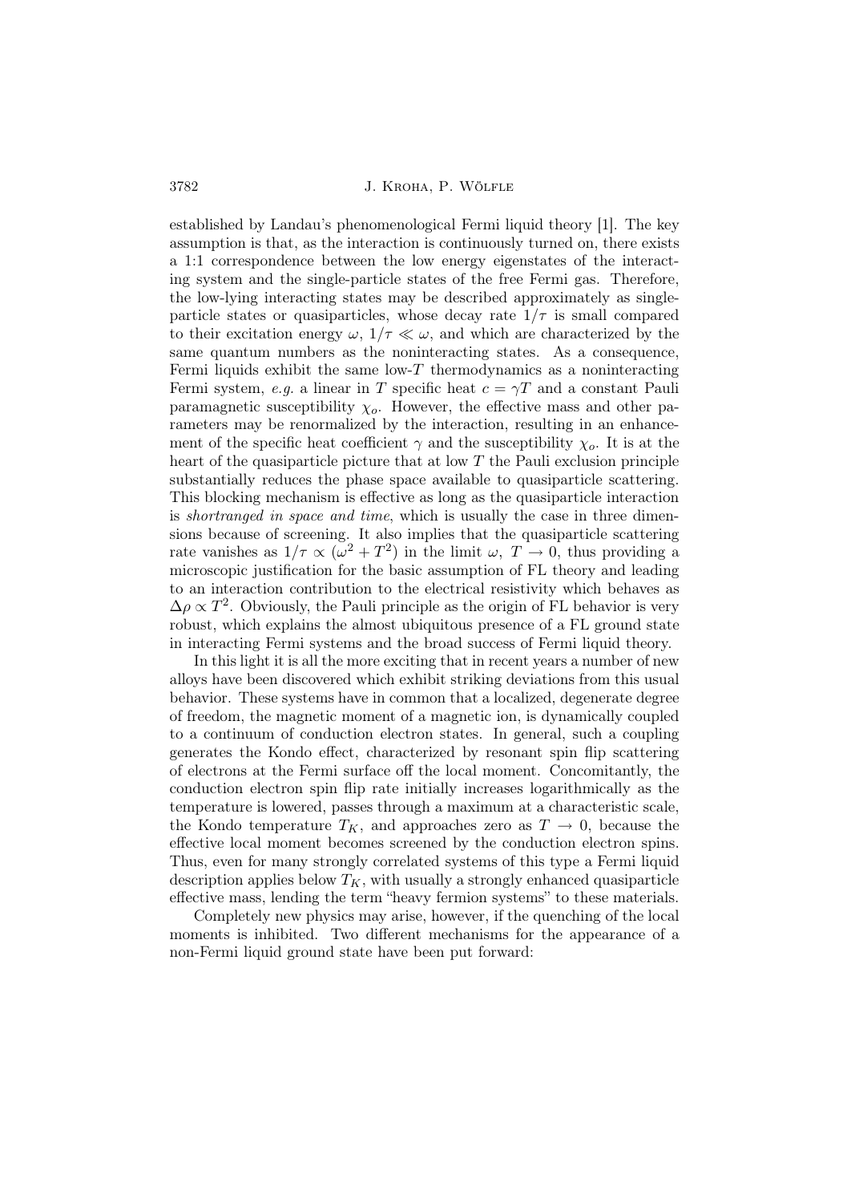established by Landau's phenomenological Fermi liquid theory [1]. The key assumption is that, as the interaction is continuously turned on, there exists a 1:1 correspondence between the low energy eigenstates of the interacting system and the single-particle states of the free Fermi gas. Therefore, the low-lying interacting states may be described approximately as single-particle states or quasiparticles, whose decay rate $1/\tau$ is small compared to their excitation energy $\omega$, $1/\tau \ll \omega$, and which are characterized by the same quantum numbers as the noninteracting states. As a consequence, Fermi liquids exhibit the same low-$T$ thermodynamics as a noninteracting Fermi system, *e.g.* a linear in $T$ specific heat $c = \gamma T$ and a constant Pauli paramagnetic susceptibility $\chi_o$. However, the effective mass and other parameters may be renormalized by the interaction, resulting in an enhancement of the specific heat coefficient $\gamma$ and the susceptibility $\chi_o$. It is at the heart of the quasiparticle picture that at low $T$ the Pauli exclusion principle substantially reduces the phase space available to quasiparticle scattering. This blocking mechanism is effective as long as the quasiparticle interaction is *shortranged in space and time*, which is usually the case in three dimensions because of screening. It also implies that the quasiparticle scattering rate vanishes as $1/\tau \propto (\omega^2 + T^2)$ in the limit $\omega,\ T \to 0$, thus providing a microscopic justification for the basic assumption of FL theory and leading to an interaction contribution to the electrical resistivity which behaves as $\Delta\rho \propto T^2$. Obviously, the Pauli principle as the origin of FL behavior is very robust, which explains the almost ubiquitous presence of a FL ground state in interacting Fermi systems and the broad success of Fermi liquid theory.

In this light it is all the more exciting that in recent years a number of new alloys have been discovered which exhibit striking deviations from this usual behavior. These systems have in common that a localized, degenerate degree of freedom, the magnetic moment of a magnetic ion, is dynamically coupled to a continuum of conduction electron states. In general, such a coupling generates the Kondo effect, characterized by resonant spin flip scattering of electrons at the Fermi surface off the local moment. Concomitantly, the conduction electron spin flip rate initially increases logarithmically as the temperature is lowered, passes through a maximum at a characteristic scale, the Kondo temperature $T_K$, and approaches zero as $T \to 0$, because the effective local moment becomes screened by the conduction electron spins. Thus, even for many strongly correlated systems of this type a Fermi liquid description applies below $T_K$, with usually a strongly enhanced quasiparticle effective mass, lending the term "heavy fermion systems" to these materials.

Completely new physics may arise, however, if the quenching of the local moments is inhibited. Two different mechanisms for the appearance of a non-Fermi liquid ground state have been put forward: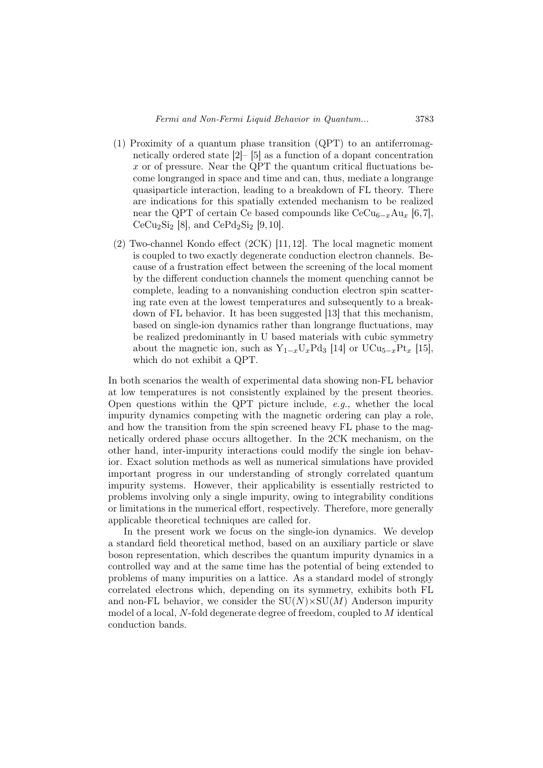(1) Proximity of a quantum phase transition (QPT) to an antiferromagnetically ordered state [2]– [5] as a function of a dopant concentration $x$ or of pressure. Near the QPT the quantum critical fluctuations become longranged in space and time and can, thus, mediate a longrange quasiparticle interaction, leading to a breakdown of FL theory. There are indications for this spatially extended mechanism to be realized near the QPT of certain Ce based compounds like $CeCu_{6-x}Au_x$ [6,7], $CeCu_2Si_2$ [8], and $CePd_2Si_2$ [9,10].

(2) Two-channel Kondo effect (2CK) [11,12]. The local magnetic moment is coupled to two exactly degenerate conduction electron channels. Because of a frustration effect between the screening of the local moment by the different conduction channels the moment quenching cannot be complete, leading to a nonvanishing conduction electron spin scattering rate even at the lowest temperatures and subsequently to a breakdown of FL behavior. It has been suggested [13] that this mechanism, based on single-ion dynamics rather than longrange fluctuations, may be realized predominantly in U based materials with cubic symmetry about the magnetic ion, such as $Y_{1-x}U_xPd_3$ [14] or $UCu_{5-x}Pt_x$ [15], which do not exhibit a QPT.

In both scenarios the wealth of experimental data showing non-FL behavior at low temperatures is not consistently explained by the present theories. Open questions within the QPT picture include, *e.g.*, whether the local impurity dynamics competing with the magnetic ordering can play a role, and how the transition from the spin screened heavy FL phase to the magnetically ordered phase occurs alltogether. In the 2CK mechanism, on the other hand, inter-impurity interactions could modify the single ion behavior. Exact solution methods as well as numerical simulations have provided important progress in our understanding of strongly correlated quantum impurity systems. However, their applicability is essentially restricted to problems involving only a single impurity, owing to integrability conditions or limitations in the numerical effort, respectively. Therefore, more generally applicable theoretical techniques are called for.

In the present work we focus on the single-ion dynamics. We develop a standard field theoretical method, based on an auxiliary particle or slave boson representation, which describes the quantum impurity dynamics in a controlled way and at the same time has the potential of being extended to problems of many impurities on a lattice. As a standard model of strongly correlated electrons which, depending on its symmetry, exhibits both FL and non-FL behavior, we consider the $SU(N)\times SU(M)$ Anderson impurity model of a local, $N$-fold degenerate degree of freedom, coupled to $M$ identical conduction bands.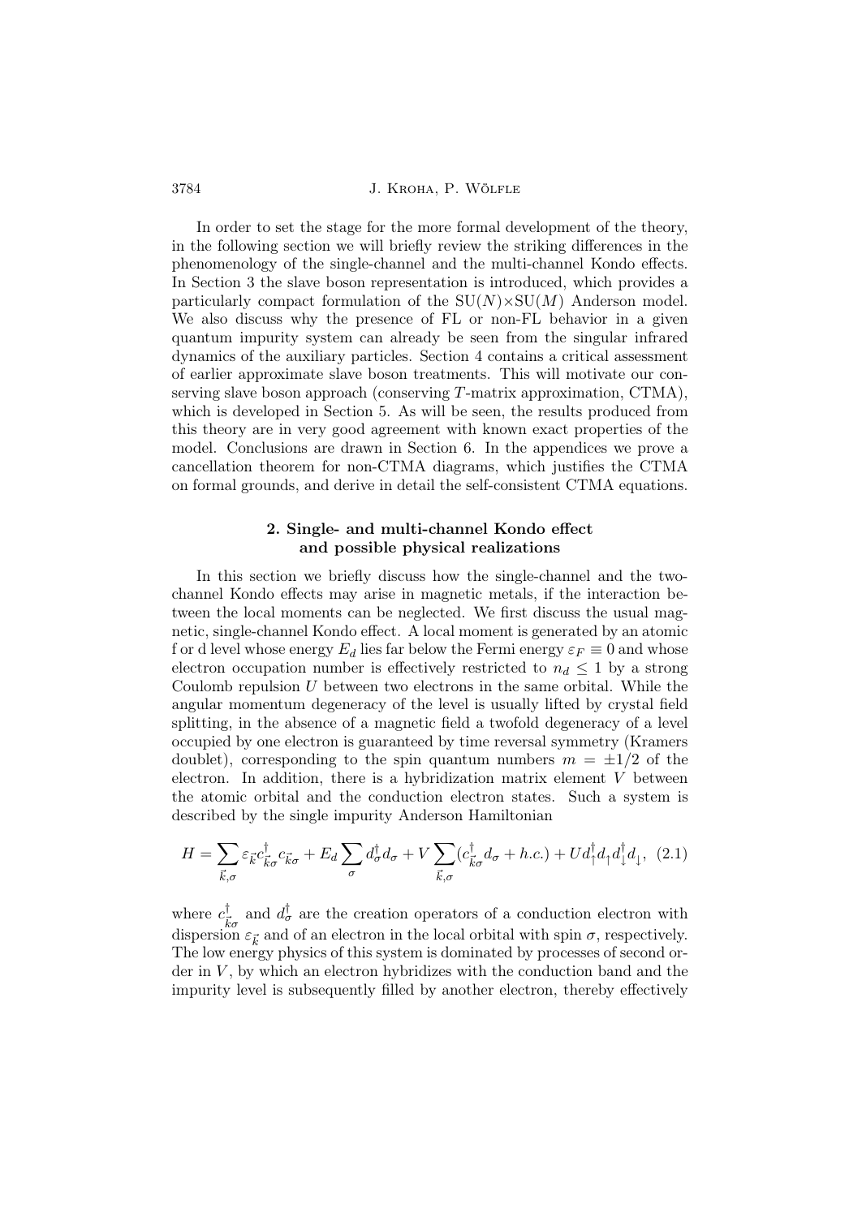In order to set the stage for the more formal development of the theory, in the following section we will briefly review the striking differences in the phenomenology of the single-channel and the multi-channel Kondo effects. In Section 3 the slave boson representation is introduced, which provides a particularly compact formulation of the SU($N$)×SU($M$) Anderson model. We also discuss why the presence of FL or non-FL behavior in a given quantum impurity system can already be seen from the singular infrared dynamics of the auxiliary particles. Section 4 contains a critical assessment of earlier approximate slave boson treatments. This will motivate our conserving slave boson approach (conserving $T$-matrix approximation, CTMA), which is developed in Section 5. As will be seen, the results produced from this theory are in very good agreement with known exact properties of the model. Conclusions are drawn in Section 6. In the appendices we prove a cancellation theorem for non-CTMA diagrams, which justifies the CTMA on formal grounds, and derive in detail the self-consistent CTMA equations.

## 2. Single- and multi-channel Kondo effect and possible physical realizations

In this section we briefly discuss how the single-channel and the two-channel Kondo effects may arise in magnetic metals, if the interaction between the local moments can be neglected. We first discuss the usual magnetic, single-channel Kondo effect. A local moment is generated by an atomic f or d level whose energy $E_d$ lies far below the Fermi energy $\varepsilon_F \equiv 0$ and whose electron occupation number is effectively restricted to $n_d \leq 1$ by a strong Coulomb repulsion $U$ between two electrons in the same orbital. While the angular momentum degeneracy of the level is usually lifted by crystal field splitting, in the absence of a magnetic field a twofold degeneracy of a level occupied by one electron is guaranteed by time reversal symmetry (Kramers doublet), corresponding to the spin quantum numbers $m = \pm 1/2$ of the electron. In addition, there is a hybridization matrix element $V$ between the atomic orbital and the conduction electron states. Such a system is described by the single impurity Anderson Hamiltonian

$$H = \sum_{\vec{k},\sigma} \varepsilon_{\vec{k}} c^{\dagger}_{\vec{k}\sigma} c_{\vec{k}\sigma} + E_d \sum_{\sigma} d^{\dagger}_{\sigma} d_{\sigma} + V \sum_{\vec{k},\sigma} (c^{\dagger}_{\vec{k}\sigma} d_{\sigma} + h.c.) + U d^{\dagger}_{\uparrow} d_{\uparrow} d^{\dagger}_{\downarrow} d_{\downarrow}, \quad (2.1)$$

where $c^{\dagger}_{\vec{k}\sigma}$ and $d^{\dagger}_{\sigma}$ are the creation operators of a conduction electron with dispersion $\varepsilon_{\vec{k}}$ and of an electron in the local orbital with spin $\sigma$, respectively. The low energy physics of this system is dominated by processes of second order in $V$, by which an electron hybridizes with the conduction band and the impurity level is subsequently filled by another electron, thereby effectively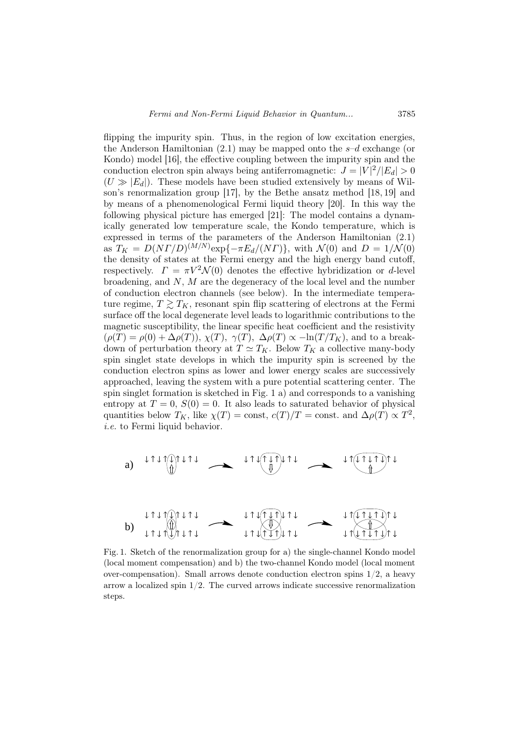flipping the impurity spin. Thus, in the region of low excitation energies, the Anderson Hamiltonian (2.1) may be mapped onto the $s$–$d$ exchange (or Kondo) model [16], the effective coupling between the impurity spin and the conduction electron spin always being antiferromagnetic: $J = |V|^2/|E_d| > 0$ ($U \gg |E_d|$). These models have been studied extensively by means of Wilson's renormalization group [17], by the Bethe ansatz method [18, 19] and by means of a phenomenological Fermi liquid theory [20]. In this way the following physical picture has emerged [21]: The model contains a dynamically generated low temperature scale, the Kondo temperature, which is expressed in terms of the parameters of the Anderson Hamiltonian (2.1) as $T_K = D(N\Gamma/D)^{(M/N)}\exp\{-\pi E_d/(N\Gamma)\}$, with $\mathcal{N}(0)$ and $D = 1/\mathcal{N}(0)$ the density of states at the Fermi energy and the high energy band cutoff, respectively. $\Gamma = \pi V^2 \mathcal{N}(0)$ denotes the effective hybridization or $d$-level broadening, and $N$, $M$ are the degeneracy of the local level and the number of conduction electron channels (see below). In the intermediate temperature regime, $T \gtrsim T_K$, resonant spin flip scattering of electrons at the Fermi surface off the local degenerate level leads to logarithmic contributions to the magnetic susceptibility, the linear specific heat coefficient and the resistivity ($\rho(T) = \rho(0) + \Delta\rho(T)$), $\chi(T)$, $\gamma(T)$, $\Delta\rho(T) \propto -\ln(T/T_K)$, and to a breakdown of perturbation theory at $T \simeq T_K$. Below $T_K$ a collective many-body spin singlet state develops in which the impurity spin is screened by the conduction electron spins as lower and lower energy scales are successively approached, leaving the system with a pure potential scattering center. The spin singlet formation is sketched in Fig. 1 a) and corresponds to a vanishing entropy at $T = 0$, $S(0) = 0$. It also leads to saturated behavior of physical quantities below $T_K$, like $\chi(T) = \text{const}$, $c(T)/T = \text{const.}$ and $\Delta\rho(T) \propto T^2$, *i.e.* to Fermi liquid behavior.

Fig. 1. Sketch of the renormalization group for a) the single-channel Kondo model (local moment compensation) and b) the two-channel Kondo model (local moment over-compensation). Small arrows denote conduction electron spins 1/2, a heavy arrow a localized spin 1/2. The curved arrows indicate successive renormalization steps.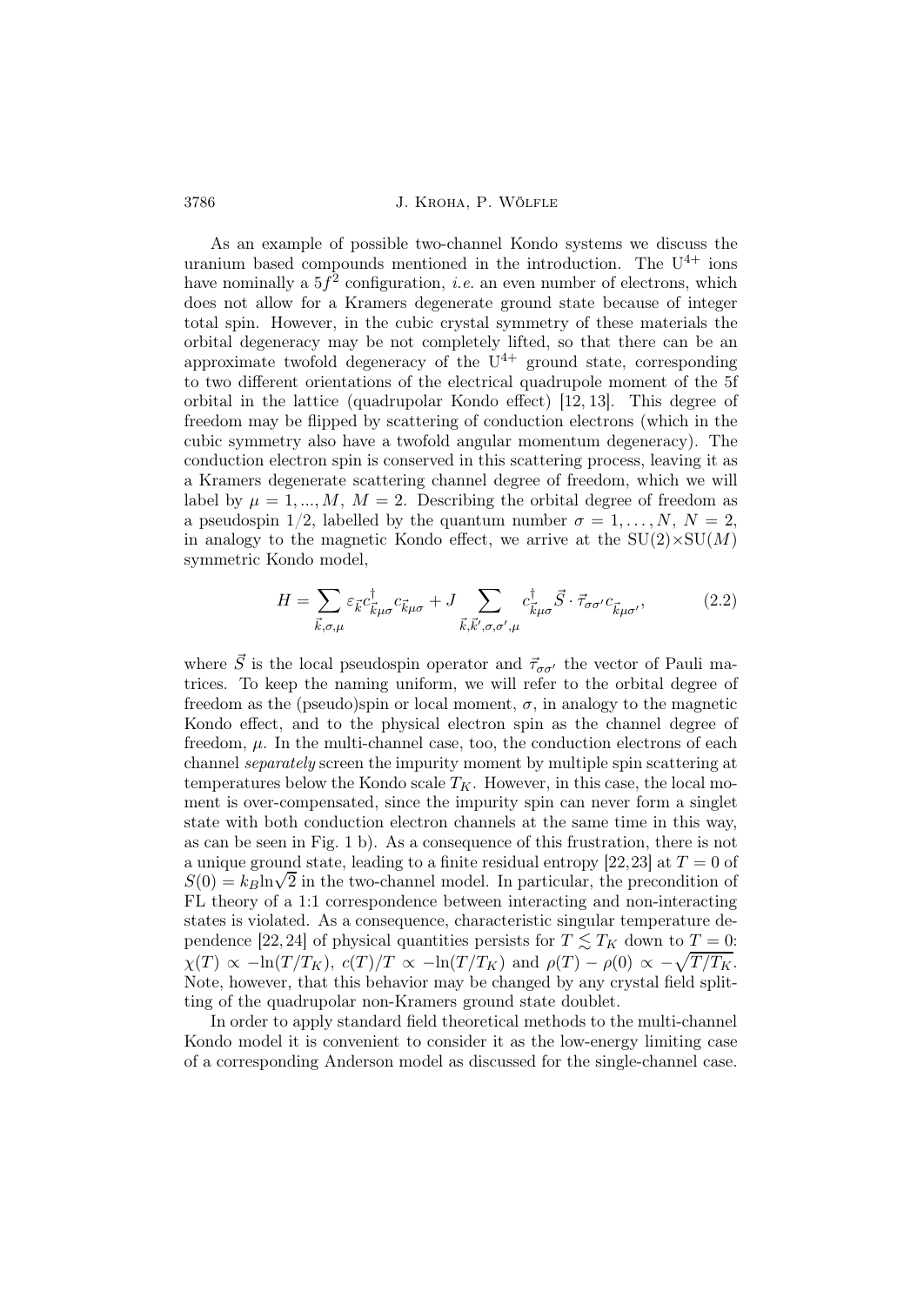As an example of possible two-channel Kondo systems we discuss the uranium based compounds mentioned in the introduction. The $U^{4+}$ ions have nominally a $5f^2$ configuration, *i.e.* an even number of electrons, which does not allow for a Kramers degenerate ground state because of integer total spin. However, in the cubic crystal symmetry of these materials the orbital degeneracy may be not completely lifted, so that there can be an approximate twofold degeneracy of the $U^{4+}$ ground state, corresponding to two different orientations of the electrical quadrupole moment of the 5f orbital in the lattice (quadrupolar Kondo effect) [12, 13]. This degree of freedom may be flipped by scattering of conduction electrons (which in the cubic symmetry also have a twofold angular momentum degeneracy). The conduction electron spin is conserved in this scattering process, leaving it as a Kramers degenerate scattering channel degree of freedom, which we will label by $\mu = 1, ..., M$, $M = 2$. Describing the orbital degree of freedom as a pseudospin 1/2, labelled by the quantum number $\sigma = 1, \dots, N$, $N = 2$, in analogy to the magnetic Kondo effect, we arrive at the $SU(2)\times SU(M)$ symmetric Kondo model,

$$H = \sum_{\vec{k},\sigma,\mu} \varepsilon_{\vec{k}} c^{\dagger}_{\vec{k}\mu\sigma} c_{\vec{k}\mu\sigma} + J \sum_{\vec{k},\vec{k}',\sigma,\sigma',\mu} c^{\dagger}_{\vec{k}\mu\sigma} \vec{S} \cdot \vec{\tau}_{\sigma\sigma'} c_{\vec{k}\mu\sigma'}, \tag{2.2}$$

where $\vec{S}$ is the local pseudospin operator and $\vec{\tau}_{\sigma\sigma'}$ the vector of Pauli matrices. To keep the naming uniform, we will refer to the orbital degree of freedom as the (pseudo)spin or local moment, $\sigma$, in analogy to the magnetic Kondo effect, and to the physical electron spin as the channel degree of freedom, $\mu$. In the multi-channel case, too, the conduction electrons of each channel *separately* screen the impurity moment by multiple spin scattering at temperatures below the Kondo scale $T_K$. However, in this case, the local moment is over-compensated, since the impurity spin can never form a singlet state with both conduction electron channels at the same time in this way, as can be seen in Fig. 1 b). As a consequence of this frustration, there is not a unique ground state, leading to a finite residual entropy [22,23] at $T = 0$ of $S(0) = k_B \ln\sqrt{2}$ in the two-channel model. In particular, the precondition of FL theory of a 1:1 correspondence between interacting and non-interacting states is violated. As a consequence, characteristic singular temperature dependence [22, 24] of physical quantities persists for $T \lesssim T_K$ down to $T = 0$: $\chi(T) \propto -\ln(T/T_K)$, $c(T)/T \propto -\ln(T/T_K)$ and $\rho(T) - \rho(0) \propto -\sqrt{T/T_K}$. Note, however, that this behavior may be changed by any crystal field splitting of the quadrupolar non-Kramers ground state doublet.

In order to apply standard field theoretical methods to the multi-channel Kondo model it is convenient to consider it as the low-energy limiting case of a corresponding Anderson model as discussed for the single-channel case.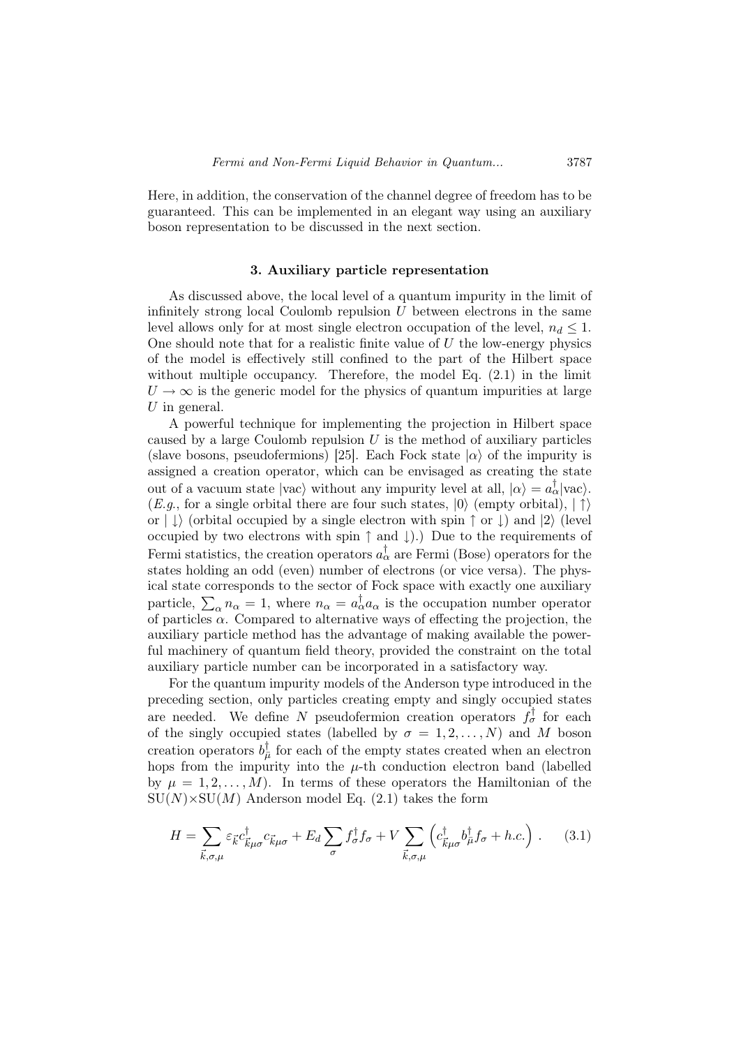Here, in addition, the conservation of the channel degree of freedom has to be guaranteed. This can be implemented in an elegant way using an auxiliary boson representation to be discussed in the next section.

### 3. Auxiliary particle representation

As discussed above, the local level of a quantum impurity in the limit of infinitely strong local Coulomb repulsion $U$ between electrons in the same level allows only for at most single electron occupation of the level, $n_d \leq 1$. One should note that for a realistic finite value of $U$ the low-energy physics of the model is effectively still confined to the part of the Hilbert space without multiple occupancy. Therefore, the model Eq. (2.1) in the limit $U \to \infty$ is the generic model for the physics of quantum impurities at large $U$ in general.

A powerful technique for implementing the projection in Hilbert space caused by a large Coulomb repulsion $U$ is the method of auxiliary particles (slave bosons, pseudofermions) [25]. Each Fock state $|\alpha\rangle$ of the impurity is assigned a creation operator, which can be envisaged as creating the state out of a vacuum state $|\mathrm{vac}\rangle$ without any impurity level at all, $|\alpha\rangle = a_\alpha^\dagger |\mathrm{vac}\rangle$. (*E.g.*, for a single orbital there are four such states, $|0\rangle$ (empty orbital), $|\uparrow\rangle$ or $|\downarrow\rangle$ (orbital occupied by a single electron with spin $\uparrow$ or $\downarrow$) and $|2\rangle$ (level occupied by two electrons with spin $\uparrow$ and $\downarrow$).) Due to the requirements of Fermi statistics, the creation operators $a_\alpha^\dagger$ are Fermi (Bose) operators for the states holding an odd (even) number of electrons (or vice versa). The physical state corresponds to the sector of Fock space with exactly one auxiliary particle, $\sum_\alpha n_\alpha = 1$, where $n_\alpha = a_\alpha^\dagger a_\alpha$ is the occupation number operator of particles $\alpha$. Compared to alternative ways of effecting the projection, the auxiliary particle method has the advantage of making available the powerful machinery of quantum field theory, provided the constraint on the total auxiliary particle number can be incorporated in a satisfactory way.

For the quantum impurity models of the Anderson type introduced in the preceding section, only particles creating empty and singly occupied states are needed. We define $N$ pseudofermion creation operators $f_\sigma^\dagger$ for each of the singly occupied states (labelled by $\sigma = 1, 2, \ldots, N$) and $M$ boson creation operators $b_{\bar{\mu}}^\dagger$ for each of the empty states created when an electron hops from the impurity into the $\mu$-th conduction electron band (labelled by $\mu = 1, 2, \ldots, M$). In terms of these operators the Hamiltonian of the SU($N$)×SU($M$) Anderson model Eq. (2.1) takes the form

$$H = \sum_{\vec{k},\sigma,\mu} \varepsilon_{\vec{k}} c_{\vec{k}\mu\sigma}^\dagger c_{\vec{k}\mu\sigma} + E_d \sum_\sigma f_\sigma^\dagger f_\sigma + V \sum_{\vec{k},\sigma,\mu} \left( c_{\vec{k}\mu\sigma}^\dagger b_{\bar{\mu}}^\dagger f_\sigma + h.c. \right) . \qquad (3.1)$$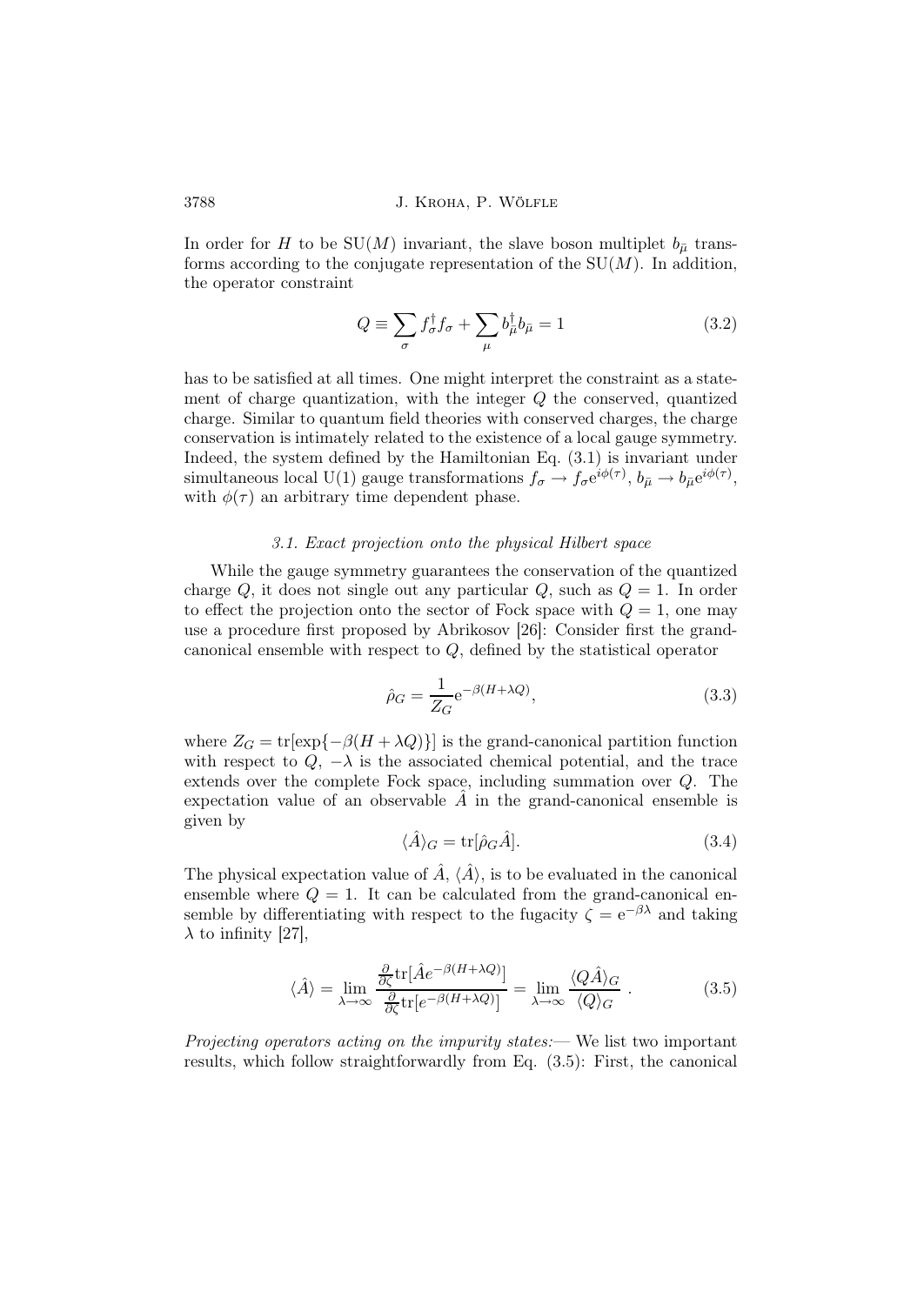In order for $H$ to be SU($M$) invariant, the slave boson multiplet $b_{\bar{\mu}}$ transforms according to the conjugate representation of the SU($M$). In addition, the operator constraint

$$Q \equiv \sum_{\sigma} f_{\sigma}^{\dagger} f_{\sigma} + \sum_{\mu} b_{\bar{\mu}}^{\dagger} b_{\bar{\mu}} = 1 \tag{3.2}$$

has to be satisfied at all times. One might interpret the constraint as a statement of charge quantization, with the integer $Q$ the conserved, quantized charge. Similar to quantum field theories with conserved charges, the charge conservation is intimately related to the existence of a local gauge symmetry. Indeed, the system defined by the Hamiltonian Eq. (3.1) is invariant under simultaneous local U(1) gauge transformations $f_{\sigma} \to f_{\sigma} e^{i\phi(\tau)}$, $b_{\bar{\mu}} \to b_{\bar{\mu}} e^{i\phi(\tau)}$, with $\phi(\tau)$ an arbitrary time dependent phase.

### *3.1. Exact projection onto the physical Hilbert space*

While the gauge symmetry guarantees the conservation of the quantized charge $Q$, it does not single out any particular $Q$, such as $Q = 1$. In order to effect the projection onto the sector of Fock space with $Q = 1$, one may use a procedure first proposed by Abrikosov [26]: Consider first the grand-canonical ensemble with respect to $Q$, defined by the statistical operator

$$\hat{\rho}_G = \frac{1}{Z_G} e^{-\beta(H + \lambda Q)}, \tag{3.3}$$

where $Z_G = \mathrm{tr}[\exp\{-\beta(H + \lambda Q)\}]$ is the grand-canonical partition function with respect to $Q$, $-\lambda$ is the associated chemical potential, and the trace extends over the complete Fock space, including summation over $Q$. The expectation value of an observable $\hat{A}$ in the grand-canonical ensemble is given by

$$\langle \hat{A} \rangle_G = \mathrm{tr}[\hat{\rho}_G \hat{A}]. \tag{3.4}$$

The physical expectation value of $\hat{A}$, $\langle \hat{A} \rangle$, is to be evaluated in the canonical ensemble where $Q = 1$. It can be calculated from the grand-canonical ensemble by differentiating with respect to the fugacity $\zeta = e^{-\beta\lambda}$ and taking $\lambda$ to infinity [27],

$$\langle \hat{A} \rangle = \lim_{\lambda \to \infty} \frac{\frac{\partial}{\partial \zeta} \mathrm{tr}[\hat{A} e^{-\beta(H + \lambda Q)}]}{\frac{\partial}{\partial \zeta} \mathrm{tr}[e^{-\beta(H + \lambda Q)}]} = \lim_{\lambda \to \infty} \frac{\langle Q \hat{A} \rangle_G}{\langle Q \rangle_G} \, . \tag{3.5}$$

*Projecting operators acting on the impurity states:*— We list two important results, which follow straightforwardly from Eq. (3.5): First, the canonical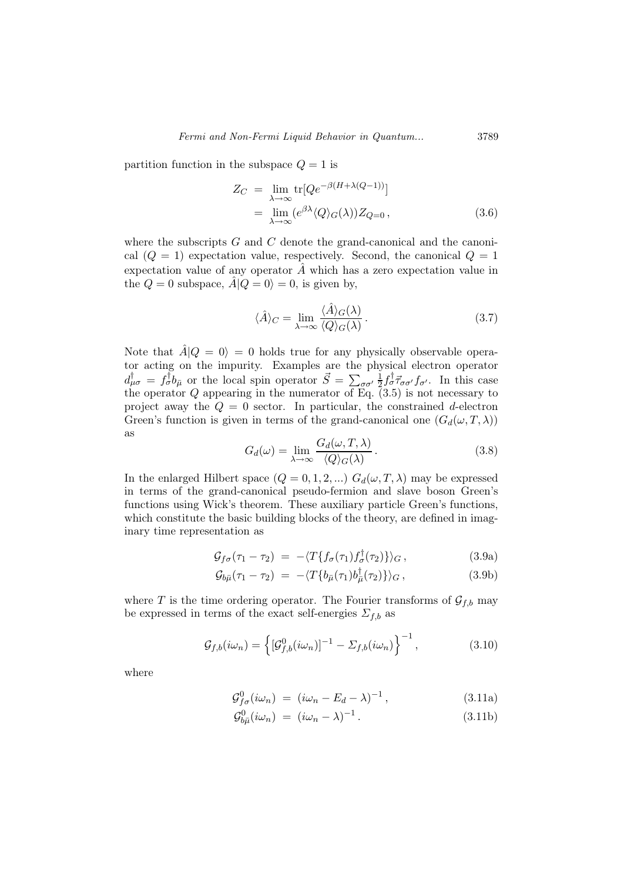partition function in the subspace $Q = 1$ is

$$
\begin{aligned}
Z_C &= \lim_{\lambda\to\infty} \mathrm{tr}[Q e^{-\beta(H+\lambda(Q-1))}] \\
&= \lim_{\lambda\to\infty} (e^{\beta\lambda} \langle Q\rangle_G(\lambda)) Z_{Q=0} \,,
\end{aligned}
\tag{3.6}
$$

where the subscripts $G$ and $C$ denote the grand-canonical and the canonical ($Q = 1$) expectation value, respectively. Second, the canonical $Q = 1$ expectation value of any operator $\hat{A}$ which has a zero expectation value in the $Q = 0$ subspace, $\hat{A}|Q = 0\rangle = 0$, is given by,

$$
\langle \hat{A}\rangle_C = \lim_{\lambda\to\infty} \frac{\langle \hat{A}\rangle_G(\lambda)}{\langle Q\rangle_G(\lambda)} \,.
\tag{3.7}
$$

Note that $\hat{A}|Q = 0\rangle = 0$ holds true for any physically observable operator acting on the impurity. Examples are the physical electron operator $d^\dagger_{\mu\sigma} = f^\dagger_\sigma b_{\bar{\mu}}$ or the local spin operator $\vec{S} = \sum_{\sigma\sigma'} \frac{1}{2} f^\dagger_\sigma \vec{\tau}_{\sigma\sigma'} f_{\sigma'}$. In this case the operator $Q$ appearing in the numerator of Eq. (3.5) is not necessary to project away the $Q = 0$ sector. In particular, the constrained $d$-electron Green's function is given in terms of the grand-canonical one ($G_d(\omega, T, \lambda)$) as

$$
G_d(\omega) = \lim_{\lambda\to\infty} \frac{G_d(\omega, T, \lambda)}{\langle Q\rangle_G(\lambda)} \,.
\tag{3.8}
$$

In the enlarged Hilbert space ($Q = 0, 1, 2, ...$) $G_d(\omega, T, \lambda)$ may be expressed in terms of the grand-canonical pseudo-fermion and slave boson Green's functions using Wick's theorem. These auxiliary particle Green's functions, which constitute the basic building blocks of the theory, are defined in imaginary time representation as

$$
\mathcal{G}_{f\sigma}(\tau_1 - \tau_2) = -\langle T\{f_\sigma(\tau_1) f^\dagger_\sigma(\tau_2)\}\rangle_G \,,
\tag{3.9a}
$$

$$
\mathcal{G}_{b\bar{\mu}}(\tau_1 - \tau_2) = -\langle T\{b_{\bar{\mu}}(\tau_1) b^\dagger_{\bar{\mu}}(\tau_2)\}\rangle_G \,,
\tag{3.9b}
$$

where $T$ is the time ordering operator. The Fourier transforms of $\mathcal{G}_{f,b}$ may be expressed in terms of the exact self-energies $\Sigma_{f,b}$ as

$$
\mathcal{G}_{f,b}(i\omega_n) = \left\{ [\mathcal{G}^0_{f,b}(i\omega_n)]^{-1} - \Sigma_{f,b}(i\omega_n) \right\}^{-1} ,
\tag{3.10}
$$

where

$$
\mathcal{G}^0_{f\sigma}(i\omega_n) = (i\omega_n - E_d - \lambda)^{-1} \,,
\tag{3.11a}
$$

$$
\mathcal{G}^0_{b\bar{\mu}}(i\omega_n) = (i\omega_n - \lambda)^{-1} \,.
\tag{3.11b}
$$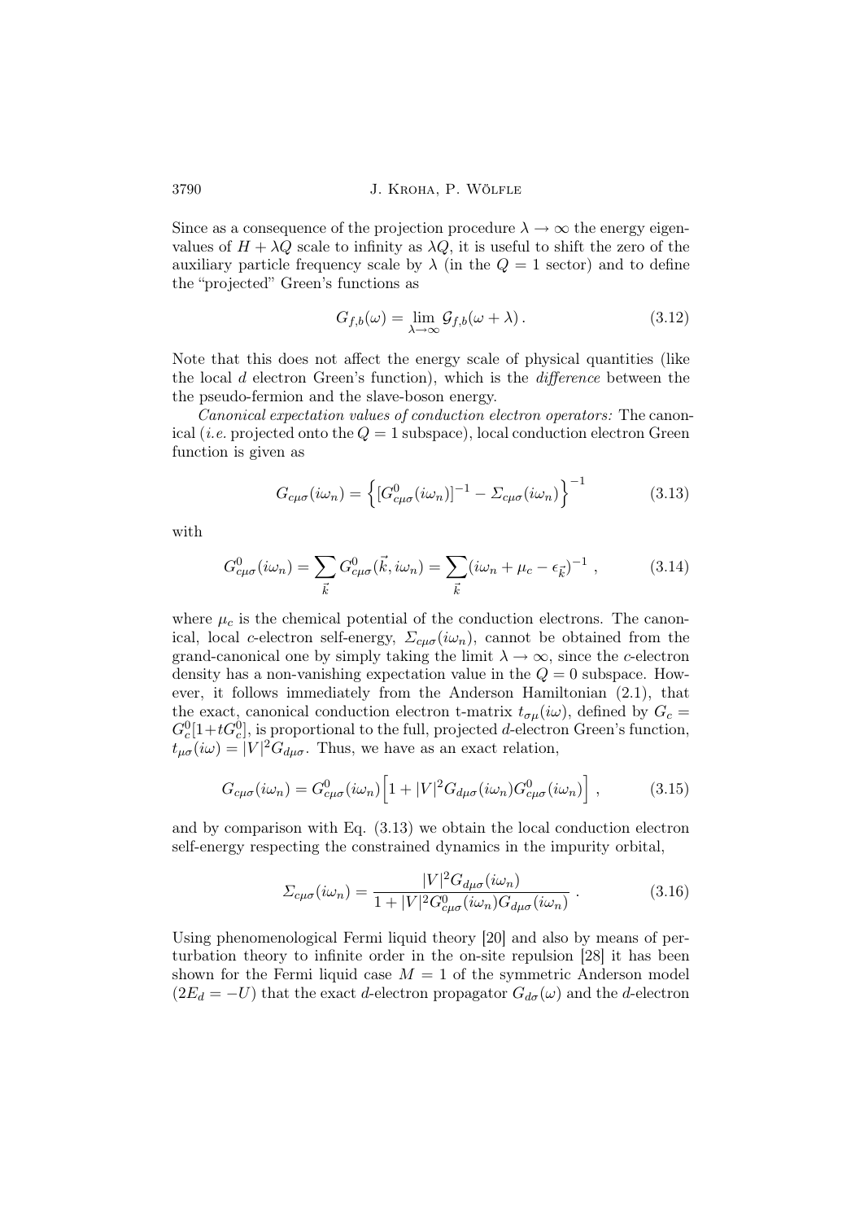Since as a consequence of the projection procedure $\lambda \to \infty$ the energy eigenvalues of $H + \lambda Q$ scale to infinity as $\lambda Q$, it is useful to shift the zero of the auxiliary particle frequency scale by $\lambda$ (in the $Q = 1$ sector) and to define the "projected" Green's functions as

$$G_{f,b}(\omega) = \lim_{\lambda \to \infty} \mathcal{G}_{f,b}(\omega + \lambda) \,. \tag{3.12}$$

Note that this does not affect the energy scale of physical quantities (like the local $d$ electron Green's function), which is the *difference* between the the pseudo-fermion and the slave-boson energy.

*Canonical expectation values of conduction electron operators:* The canonical (*i.e.* projected onto the $Q = 1$ subspace), local conduction electron Green function is given as

$$G_{c\mu\sigma}(i\omega_n) = \Big\{ [G^0_{c\mu\sigma}(i\omega_n)]^{-1} - \Sigma_{c\mu\sigma}(i\omega_n) \Big\}^{-1} \tag{3.13}$$

with

$$G^0_{c\mu\sigma}(i\omega_n) = \sum_{\vec{k}} G^0_{c\mu\sigma}(\vec{k}, i\omega_n) = \sum_{\vec{k}} (i\omega_n + \mu_c - \epsilon_{\vec{k}})^{-1} \,, \tag{3.14}$$

where $\mu_c$ is the chemical potential of the conduction electrons. The canonical, local $c$-electron self-energy, $\Sigma_{c\mu\sigma}(i\omega_n)$, cannot be obtained from the grand-canonical one by simply taking the limit $\lambda \to \infty$, since the $c$-electron density has a non-vanishing expectation value in the $Q = 0$ subspace. However, it follows immediately from the Anderson Hamiltonian (2.1), that the exact, canonical conduction electron t-matrix $t_{\sigma\mu}(i\omega)$, defined by $G_c = G^0_c[1 + tG^0_c]$, is proportional to the full, projected $d$-electron Green's function, $t_{\mu\sigma}(i\omega) = |V|^2 G_{d\mu\sigma}$. Thus, we have as an exact relation,

$$G_{c\mu\sigma}(i\omega_n) = G^0_{c\mu\sigma}(i\omega_n) \Big[ 1 + |V|^2 G_{d\mu\sigma}(i\omega_n) G^0_{c\mu\sigma}(i\omega_n) \Big] \,, \tag{3.15}$$

and by comparison with Eq. (3.13) we obtain the local conduction electron self-energy respecting the constrained dynamics in the impurity orbital,

$$\Sigma_{c\mu\sigma}(i\omega_n) = \frac{|V|^2 G_{d\mu\sigma}(i\omega_n)}{1 + |V|^2 G^0_{c\mu\sigma}(i\omega_n) G_{d\mu\sigma}(i\omega_n)} \,. \tag{3.16}$$

Using phenomenological Fermi liquid theory [20] and also by means of perturbation theory to infinite order in the on-site repulsion [28] it has been shown for the Fermi liquid case $M = 1$ of the symmetric Anderson model ($2E_d = -U$) that the exact $d$-electron propagator $G_{d\sigma}(\omega)$ and the $d$-electron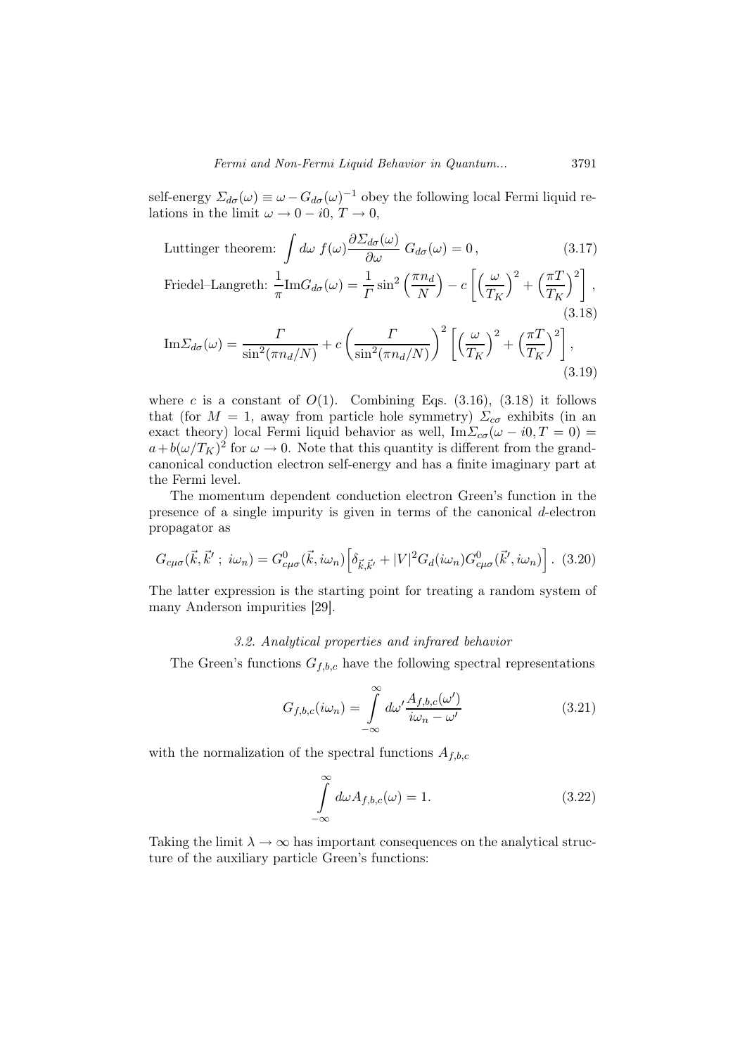self-energy $\Sigma_{d\sigma}(\omega) \equiv \omega - G_{d\sigma}(\omega)^{-1}$ obey the following local Fermi liquid relations in the limit $\omega \to 0 - i0$, $T \to 0$,

$$\text{Luttinger theorem: } \int d\omega \; f(\omega) \frac{\partial \Sigma_{d\sigma}(\omega)}{\partial \omega} \; G_{d\sigma}(\omega) = 0 \,, \tag{3.17}$$

$$\text{Friedel–Langreth: } \frac{1}{\pi} \text{Im} G_{d\sigma}(\omega) = \frac{1}{\Gamma} \sin^2 \left( \frac{\pi n_d}{N} \right) - c \left[ \left( \frac{\omega}{T_K} \right)^2 + \left( \frac{\pi T}{T_K} \right)^2 \right], \tag{3.18}$$

$$\text{Im} \Sigma_{d\sigma}(\omega) = \frac{\Gamma}{\sin^2(\pi n_d/N)} + c \left( \frac{\Gamma}{\sin^2(\pi n_d/N)} \right)^2 \left[ \left( \frac{\omega}{T_K} \right)^2 + \left( \frac{\pi T}{T_K} \right)^2 \right], \tag{3.19}$$

where $c$ is a constant of $O(1)$. Combining Eqs. (3.16), (3.18) it follows that (for $M = 1$, away from particle hole symmetry) $\Sigma_{c\sigma}$ exhibits (in an exact theory) local Fermi liquid behavior as well, $\text{Im}\Sigma_{c\sigma}(\omega - i0, T = 0) = a + b(\omega/T_K)^2$ for $\omega \to 0$. Note that this quantity is different from the grand-canonical conduction electron self-energy and has a finite imaginary part at the Fermi level.

The momentum dependent conduction electron Green's function in the presence of a single impurity is given in terms of the canonical $d$-electron propagator as

$$G_{c\mu\sigma}(\vec{k}, \vec{k}' \,;\, i\omega_n) = G^0_{c\mu\sigma}(\vec{k}, i\omega_n) \Big[ \delta_{\vec{k},\vec{k}'} + |V|^2 G_d(i\omega_n) G^0_{c\mu\sigma}(\vec{k}', i\omega_n) \Big] \,. \tag{3.20}$$

The latter expression is the starting point for treating a random system of many Anderson impurities [29].

### *3.2. Analytical properties and infrared behavior*

The Green's functions $G_{f,b,c}$ have the following spectral representations

$$G_{f,b,c}(i\omega_n) = \int\limits_{-\infty}^{\infty} d\omega' \frac{A_{f,b,c}(\omega')}{i\omega_n - \omega'} \tag{3.21}$$

with the normalization of the spectral functions $A_{f,b,c}$

$$\int\limits_{-\infty}^{\infty} d\omega A_{f,b,c}(\omega) = 1. \tag{3.22}$$

Taking the limit $\lambda \to \infty$ has important consequences on the analytical structure of the auxiliary particle Green's functions: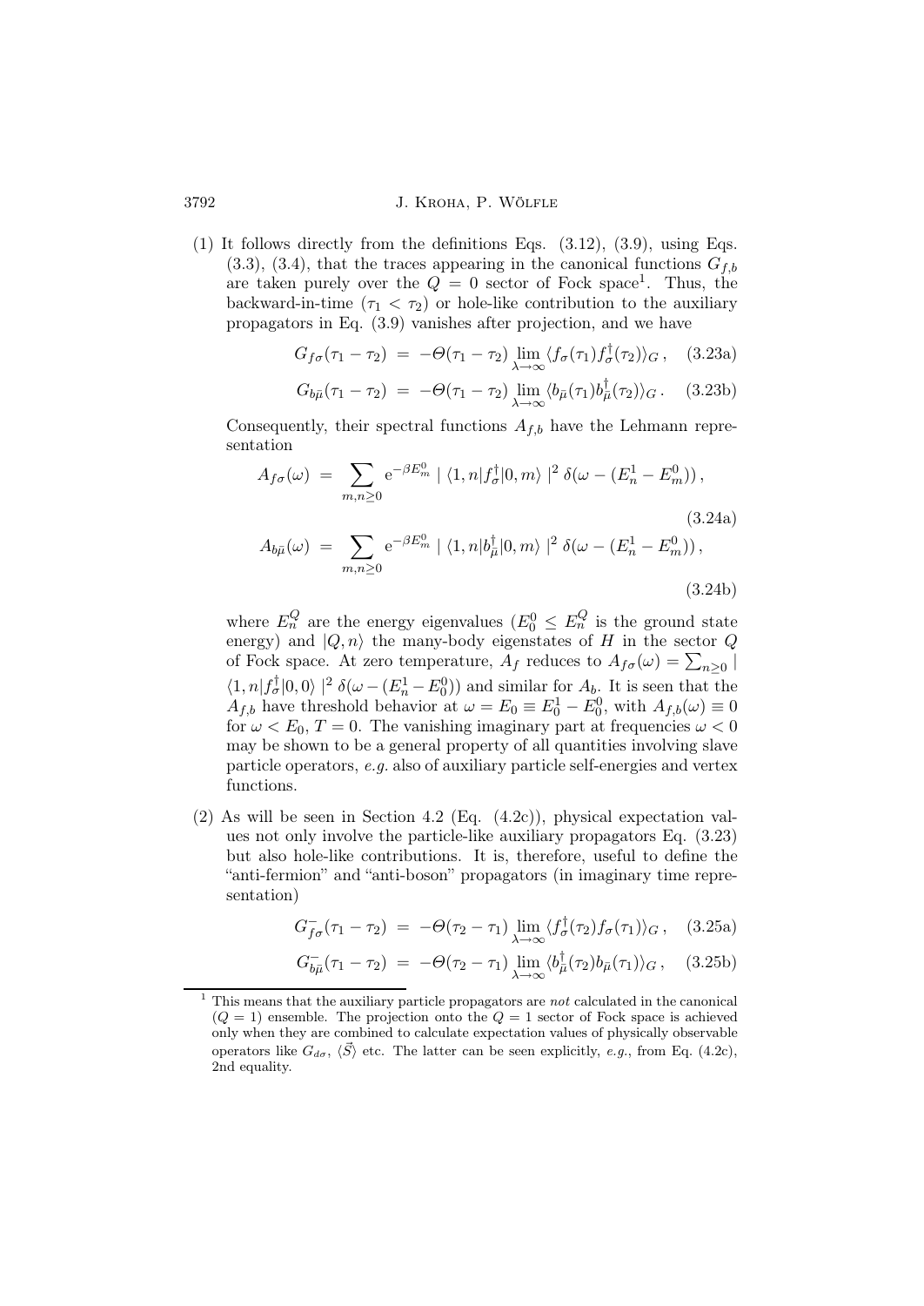(1) It follows directly from the definitions Eqs. (3.12), (3.9), using Eqs. (3.3), (3.4), that the traces appearing in the canonical functions $G_{f,b}$ are taken purely over the $Q = 0$ sector of Fock space[1]. Thus, the backward-in-time ($\tau_1 < \tau_2$) or hole-like contribution to the auxiliary propagators in Eq. (3.9) vanishes after projection, and we have

$$G_{f\sigma}(\tau_1 - \tau_2) \;=\; -\Theta(\tau_1 - \tau_2) \lim_{\lambda \to \infty} \langle f_\sigma(\tau_1) f_\sigma^\dagger(\tau_2) \rangle_G \,, \quad (3.23\text{a})$$

$$G_{b\bar{\mu}}(\tau_1 - \tau_2) \;=\; -\Theta(\tau_1 - \tau_2) \lim_{\lambda \to \infty} \langle b_{\bar{\mu}}(\tau_1) b_{\bar{\mu}}^\dagger(\tau_2) \rangle_G \,. \quad (3.23\text{b})$$

Consequently, their spectral functions $A_{f,b}$ have the Lehmann representation

$$A_{f\sigma}(\omega) \;=\; \sum_{m,n \geq 0} \mathrm{e}^{-\beta E_m^0} \mid \langle 1, n | f_\sigma^\dagger | 0, m \rangle \mid^2 \delta(\omega - (E_n^1 - E_m^0)) \,, \quad (3.24\text{a})$$

$$A_{b\bar{\mu}}(\omega) \;=\; \sum_{m,n \geq 0} \mathrm{e}^{-\beta E_m^0} \mid \langle 1, n | b_{\bar{\mu}}^\dagger | 0, m \rangle \mid^2 \delta(\omega - (E_n^1 - E_m^0)) \,, \quad (3.24\text{b})$$

where $E_n^Q$ are the energy eigenvalues ($E_0^0 \leq E_n^Q$ is the ground state energy) and $|Q, n\rangle$ the many-body eigenstates of $H$ in the sector $Q$ of Fock space. At zero temperature, $A_f$ reduces to $A_{f\sigma}(\omega) = \sum_{n \geq 0} \mid \langle 1, n | f_\sigma^\dagger | 0, 0 \rangle \mid^2 \delta(\omega - (E_n^1 - E_0^0))$ and similar for $A_b$. It is seen that the $A_{f,b}$ have threshold behavior at $\omega = E_0 \equiv E_0^1 - E_0^0$, with $A_{f,b}(\omega) \equiv 0$ for $\omega < E_0$, $T = 0$. The vanishing imaginary part at frequencies $\omega < 0$ may be shown to be a general property of all quantities involving slave particle operators, *e.g.* also of auxiliary particle self-energies and vertex functions.

(2) As will be seen in Section 4.2 (Eq. (4.2c)), physical expectation values not only involve the particle-like auxiliary propagators Eq. (3.23) but also hole-like contributions. It is, therefore, useful to define the "anti-fermion" and "anti-boson" propagators (in imaginary time representation)

$$G_{f\sigma}^-(\tau_1 - \tau_2) \;=\; -\Theta(\tau_2 - \tau_1) \lim_{\lambda \to \infty} \langle f_\sigma^\dagger(\tau_2) f_\sigma(\tau_1) \rangle_G \,, \quad (3.25\text{a})$$

$$G_{b\bar{\mu}}^-(\tau_1 - \tau_2) \;=\; -\Theta(\tau_2 - \tau_1) \lim_{\lambda \to \infty} \langle b_{\bar{\mu}}^\dagger(\tau_2) b_{\bar{\mu}}(\tau_1) \rangle_G \,, \quad (3.25\text{b})$$

[1] This means that the auxiliary particle propagators are *not* calculated in the canonical ($Q = 1$) ensemble. The projection onto the $Q = 1$ sector of Fock space is achieved only when they are combined to calculate expectation values of physically observable operators like $G_{d\sigma}$, $\langle \vec{S} \rangle$ etc. The latter can be seen explicitly, *e.g.*, from Eq. (4.2c), 2nd equality.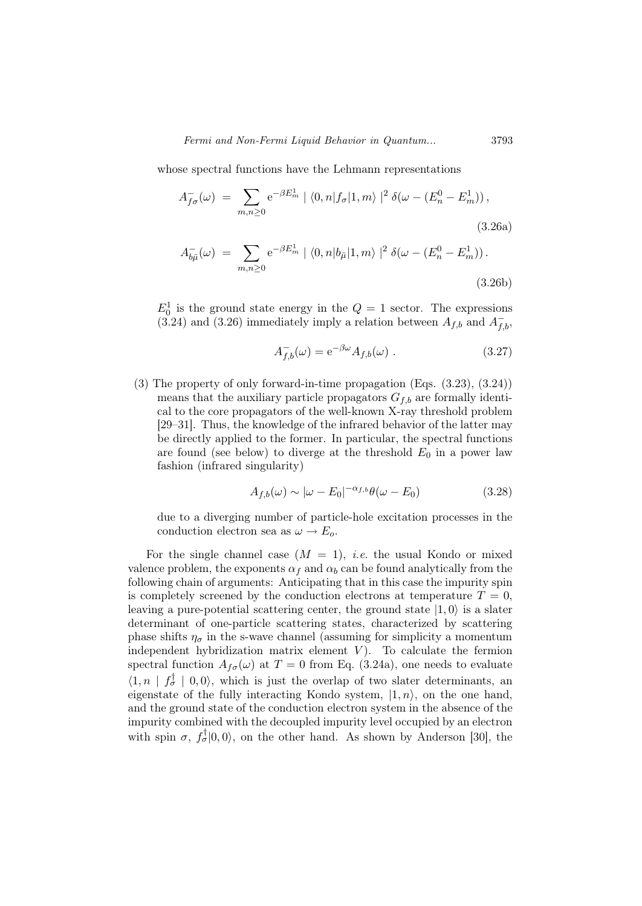whose spectral functions have the Lehmann representations

$$A^{-}_{f\sigma}(\omega) \;=\; \sum_{m,n\geq 0} \mathrm{e}^{-\beta E^1_m} \mid \langle 0,n|f_\sigma|1,m\rangle \mid^2 \delta(\omega - (E^0_n - E^1_m))\,, \tag{3.26a}$$

$$A^{-}_{b\bar{\mu}}(\omega) \;=\; \sum_{m,n\geq 0} \mathrm{e}^{-\beta E^1_m} \mid \langle 0,n|b_{\bar{\mu}}|1,m\rangle \mid^2 \delta(\omega - (E^0_n - E^1_m))\,. \tag{3.26b}$$

$E^1_0$ is the ground state energy in the $Q=1$ sector. The expressions (3.24) and (3.26) immediately imply a relation between $A_{f,b}$ and $A^{-}_{f,b}$,

$$A^{-}_{f,b}(\omega) = \mathrm{e}^{-\beta\omega} A_{f,b}(\omega)\ . \tag{3.27}$$

(3) The property of only forward-in-time propagation (Eqs. (3.23), (3.24)) means that the auxiliary particle propagators $G_{f,b}$ are formally identical to the core propagators of the well-known X-ray threshold problem [29–31]. Thus, the knowledge of the infrared behavior of the latter may be directly applied to the former. In particular, the spectral functions are found (see below) to diverge at the threshold $E_0$ in a power law fashion (infrared singularity)

$$A_{f,b}(\omega) \sim |\omega - E_0|^{-\alpha_{f,b}}\theta(\omega - E_0) \tag{3.28}$$

due to a diverging number of particle-hole excitation processes in the conduction electron sea as $\omega \to E_o$.

For the single channel case ($M=1$), *i.e.* the usual Kondo or mixed valence problem, the exponents $\alpha_f$ and $\alpha_b$ can be found analytically from the following chain of arguments: Anticipating that in this case the impurity spin is completely screened by the conduction electrons at temperature $T=0$, leaving a pure-potential scattering center, the ground state $|1,0\rangle$ is a slater determinant of one-particle scattering states, characterized by scattering phase shifts $\eta_\sigma$ in the s-wave channel (assuming for simplicity a momentum independent hybridization matrix element $V$). To calculate the fermion spectral function $A_{f\sigma}(\omega)$ at $T=0$ from Eq. (3.24a), one needs to evaluate $\langle 1,n \mid f^\dagger_\sigma \mid 0,0\rangle$, which is just the overlap of two slater determinants, an eigenstate of the fully interacting Kondo system, $|1,n\rangle$, on the one hand, and the ground state of the conduction electron system in the absence of the impurity combined with the decoupled impurity level occupied by an electron with spin $\sigma$, $f^\dagger_\sigma|0,0\rangle$, on the other hand. As shown by Anderson [30], the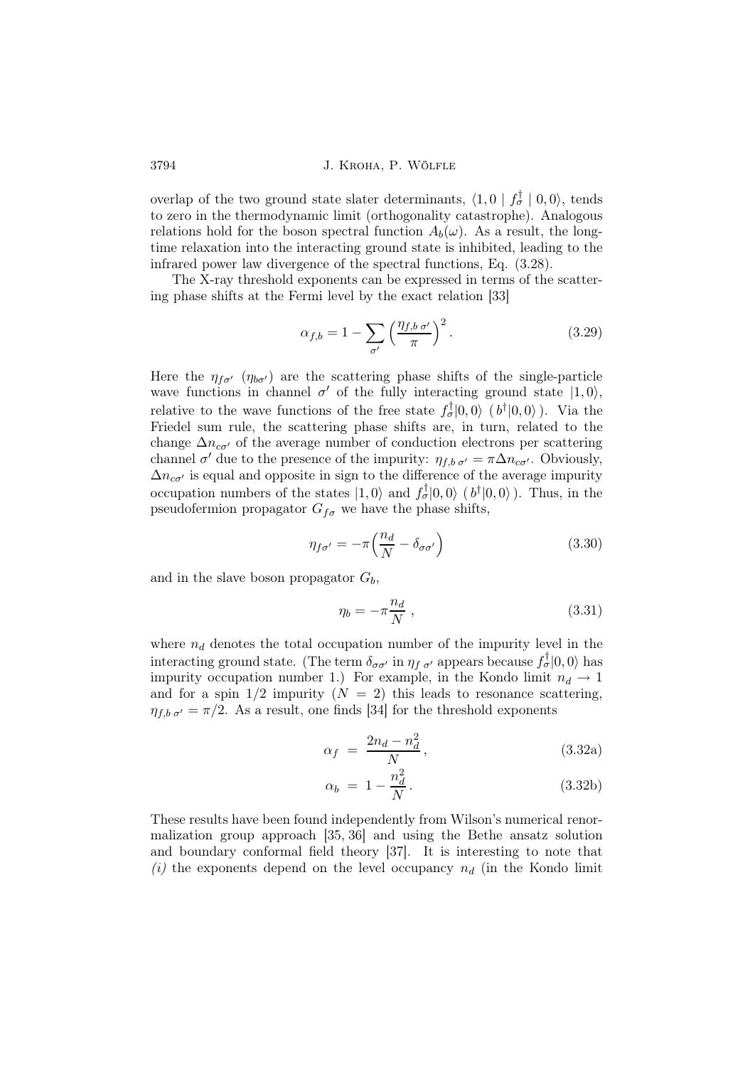overlap of the two ground state slater determinants, $\langle 1,0 \mid f^\dagger_\sigma \mid 0,0\rangle$, tends to zero in the thermodynamic limit (orthogonality catastrophe). Analogous relations hold for the boson spectral function $A_b(\omega)$. As a result, the long-time relaxation into the interacting ground state is inhibited, leading to the infrared power law divergence of the spectral functions, Eq. (3.28).

The X-ray threshold exponents can be expressed in terms of the scattering phase shifts at the Fermi level by the exact relation [33]

$$\alpha_{f,b} = 1 - \sum_{\sigma'} \Big(\frac{\eta_{f,b\,\sigma'}}{\pi}\Big)^2 . \tag{3.29}$$

Here the $\eta_{f\sigma'}$ ($\eta_{b\sigma'}$) are the scattering phase shifts of the single-particle wave functions in channel $\sigma'$ of the fully interacting ground state $|1,0\rangle$, relative to the wave functions of the free state $f^\dagger_\sigma|0,0\rangle$ ( $b^\dagger|0,0\rangle$ ). Via the Friedel sum rule, the scattering phase shifts are, in turn, related to the change $\Delta n_{c\sigma'}$ of the average number of conduction electrons per scattering channel $\sigma'$ due to the presence of the impurity: $\eta_{f,b\,\sigma'} = \pi \Delta n_{c\sigma'}$. Obviously, $\Delta n_{c\sigma'}$ is equal and opposite in sign to the difference of the average impurity occupation numbers of the states $|1,0\rangle$ and $f^\dagger_\sigma|0,0\rangle$ ( $b^\dagger|0,0\rangle$ ). Thus, in the pseudofermion propagator $G_{f\sigma}$ we have the phase shifts,

$$\eta_{f\sigma'} = -\pi\Big(\frac{n_d}{N} - \delta_{\sigma\sigma'}\Big) \tag{3.30}$$

and in the slave boson propagator $G_b$,

$$\eta_b = -\pi\frac{n_d}{N} \, , \tag{3.31}$$

where $n_d$ denotes the total occupation number of the impurity level in the interacting ground state. (The term $\delta_{\sigma\sigma'}$ in $\eta_{f\,\sigma'}$ appears because $f^\dagger_\sigma|0,0\rangle$ has impurity occupation number 1.) For example, in the Kondo limit $n_d \to 1$ and for a spin 1/2 impurity ($N = 2$) this leads to resonance scattering, $\eta_{f,b\,\sigma'} = \pi/2$. As a result, one finds [34] for the threshold exponents

$$\alpha_f \;=\; \frac{2n_d - n_d^2}{N}\, , \tag{3.32a}$$

$$\alpha_b \;=\; 1 - \frac{n_d^2}{N}\, . \tag{3.32b}$$

These results have been found independently from Wilson's numerical renormalization group approach [35, 36] and using the Bethe ansatz solution and boundary conformal field theory [37]. It is interesting to note that *(i)* the exponents depend on the level occupancy $n_d$ (in the Kondo limit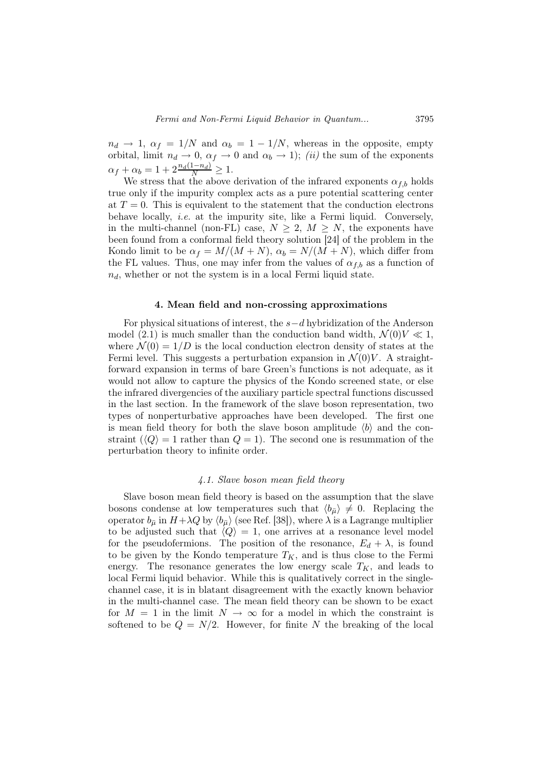$n_d \to 1$, $\alpha_f = 1/N$ and $\alpha_b = 1 - 1/N$, whereas in the opposite, empty orbital, limit $n_d \to 0$, $\alpha_f \to 0$ and $\alpha_b \to 1$); *(ii)* the sum of the exponents $\alpha_f + \alpha_b = 1 + 2\frac{n_d(1-n_d)}{N} \geq 1$.

We stress that the above derivation of the infrared exponents $\alpha_{f,b}$ holds true only if the impurity complex acts as a pure potential scattering center at $T = 0$. This is equivalent to the statement that the conduction electrons behave locally, *i.e.* at the impurity site, like a Fermi liquid. Conversely, in the multi-channel (non-FL) case, $N \geq 2$, $M \geq N$, the exponents have been found from a conformal field theory solution [24] of the problem in the Kondo limit to be $\alpha_f = M/(M+N)$, $\alpha_b = N/(M+N)$, which differ from the FL values. Thus, one may infer from the values of $\alpha_{f,b}$ as a function of $n_d$, whether or not the system is in a local Fermi liquid state.

## 4. Mean field and non-crossing approximations

For physical situations of interest, the $s-d$ hybridization of the Anderson model (2.1) is much smaller than the conduction band width, $\mathcal{N}(0)V \ll 1$, where $\mathcal{N}(0) = 1/D$ is the local conduction electron density of states at the Fermi level. This suggests a perturbation expansion in $\mathcal{N}(0)V$. A straightforward expansion in terms of bare Green's functions is not adequate, as it would not allow to capture the physics of the Kondo screened state, or else the infrared divergencies of the auxiliary particle spectral functions discussed in the last section. In the framework of the slave boson representation, two types of nonperturbative approaches have been developed. The first one is mean field theory for both the slave boson amplitude $\langle b \rangle$ and the constraint ($\langle Q \rangle = 1$ rather than $Q = 1$). The second one is resummation of the perturbation theory to infinite order.

### *4.1. Slave boson mean field theory*

Slave boson mean field theory is based on the assumption that the slave bosons condense at low temperatures such that $\langle b_{\bar{\mu}} \rangle \neq 0$. Replacing the operator $b_{\bar{\mu}}$ in $H + \lambda Q$ by $\langle b_{\bar{\mu}} \rangle$ (see Ref. [38]), where $\lambda$ is a Lagrange multiplier to be adjusted such that $\langle Q \rangle = 1$, one arrives at a resonance level model for the pseudofermions. The position of the resonance, $E_d + \lambda$, is found to be given by the Kondo temperature $T_K$, and is thus close to the Fermi energy. The resonance generates the low energy scale $T_K$, and leads to local Fermi liquid behavior. While this is qualitatively correct in the single-channel case, it is in blatant disagreement with the exactly known behavior in the multi-channel case. The mean field theory can be shown to be exact for $M = 1$ in the limit $N \to \infty$ for a model in which the constraint is softened to be $Q = N/2$. However, for finite $N$ the breaking of the local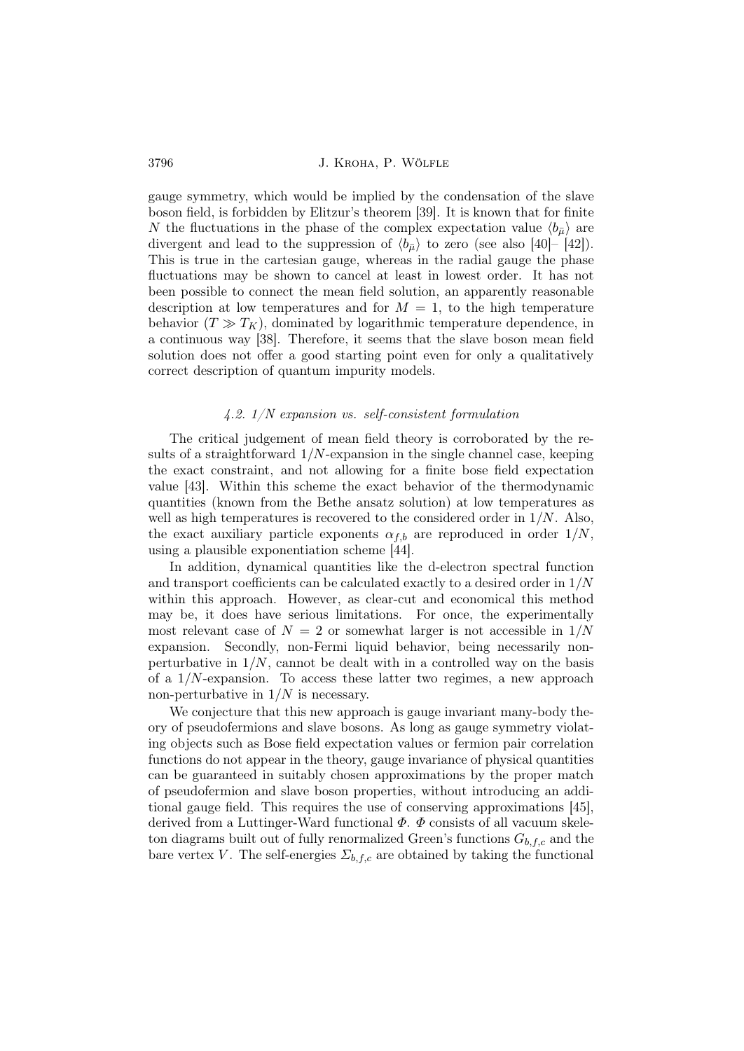gauge symmetry, which would be implied by the condensation of the slave boson field, is forbidden by Elitzur's theorem [39]. It is known that for finite $N$ the fluctuations in the phase of the complex expectation value $\langle b_{\bar{\mu}} \rangle$ are divergent and lead to the suppression of $\langle b_{\bar{\mu}} \rangle$ to zero (see also [40]– [42]). This is true in the cartesian gauge, whereas in the radial gauge the phase fluctuations may be shown to cancel at least in lowest order. It has not been possible to connect the mean field solution, an apparently reasonable description at low temperatures and for $M = 1$, to the high temperature behavior ($T \gg T_K$), dominated by logarithmic temperature dependence, in a continuous way [38]. Therefore, it seems that the slave boson mean field solution does not offer a good starting point even for only a qualitatively correct description of quantum impurity models.

### *4.2. 1/N expansion vs. self-consistent formulation*

The critical judgement of mean field theory is corroborated by the results of a straightforward $1/N$-expansion in the single channel case, keeping the exact constraint, and not allowing for a finite bose field expectation value [43]. Within this scheme the exact behavior of the thermodynamic quantities (known from the Bethe ansatz solution) at low temperatures as well as high temperatures is recovered to the considered order in $1/N$. Also, the exact auxiliary particle exponents $\alpha_{f,b}$ are reproduced in order $1/N$, using a plausible exponentiation scheme [44].

In addition, dynamical quantities like the d-electron spectral function and transport coefficients can be calculated exactly to a desired order in $1/N$ within this approach. However, as clear-cut and economical this method may be, it does have serious limitations. For once, the experimentally most relevant case of $N = 2$ or somewhat larger is not accessible in $1/N$ expansion. Secondly, non-Fermi liquid behavior, being necessarily non-perturbative in $1/N$, cannot be dealt with in a controlled way on the basis of a $1/N$-expansion. To access these latter two regimes, a new approach non-perturbative in $1/N$ is necessary.

We conjecture that this new approach is gauge invariant many-body theory of pseudofermions and slave bosons. As long as gauge symmetry violating objects such as Bose field expectation values or fermion pair correlation functions do not appear in the theory, gauge invariance of physical quantities can be guaranteed in suitably chosen approximations by the proper match of pseudofermion and slave boson properties, without introducing an additional gauge field. This requires the use of conserving approximations [45], derived from a Luttinger-Ward functional $\Phi$. $\Phi$ consists of all vacuum skeleton diagrams built out of fully renormalized Green's functions $G_{b,f,c}$ and the bare vertex $V$. The self-energies $\Sigma_{b,f,c}$ are obtained by taking the functional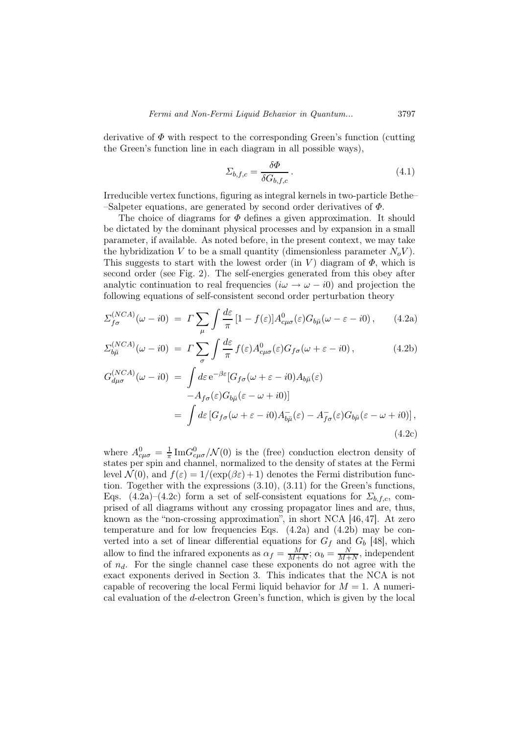derivative of $\Phi$ with respect to the corresponding Green's function (cutting the Green's function line in each diagram in all possible ways),

$$\Sigma_{b,f,c} = \frac{\delta \Phi}{\delta G_{b,f,c}}\,. \tag{4.1}$$

Irreducible vertex functions, figuring as integral kernels in two-particle Bethe–Salpeter equations, are generated by second order derivatives of $\Phi$.

The choice of diagrams for $\Phi$ defines a given approximation. It should be dictated by the dominant physical processes and by expansion in a small parameter, if available. As noted before, in the present context, we may take the hybridization $V$ to be a small quantity (dimensionless parameter $N_o V$). This suggests to start with the lowest order (in $V$) diagram of $\Phi$, which is second order (see Fig. 2). The self-energies generated from this obey after analytic continuation to real frequencies ($i\omega \to \omega - i0$) and projection the following equations of self-consistent second order perturbation theory

$$\Sigma^{(NCA)}_{f\sigma}(\omega - i0) = \Gamma \sum_{\mu} \int \frac{d\varepsilon}{\pi}\,[1 - f(\varepsilon)] A^0_{c\mu\sigma}(\varepsilon) G_{b\bar{\mu}}(\omega - \varepsilon - i0)\,, \tag{4.2a}$$

$$\Sigma^{(NCA)}_{b\bar{\mu}}(\omega - i0) = \Gamma \sum_{\sigma} \int \frac{d\varepsilon}{\pi}\, f(\varepsilon) A^0_{c\mu\sigma}(\varepsilon) G_{f\sigma}(\omega + \varepsilon - i0)\,, \tag{4.2b}$$

$$\begin{aligned} G^{(NCA)}_{d\mu\sigma}(\omega - i0) &= \int d\varepsilon\, \mathrm{e}^{-\beta\varepsilon} [G_{f\sigma}(\omega + \varepsilon - i0) A_{b\bar{\mu}}(\varepsilon) \\ &\quad - A_{f\sigma}(\varepsilon) G_{b\bar{\mu}}(\varepsilon - \omega + i0)] \\ &= \int d\varepsilon\, [G_{f\sigma}(\omega + \varepsilon - i0) A^{-}_{b\bar{\mu}}(\varepsilon) - A^{-}_{f\sigma}(\varepsilon) G_{b\bar{\mu}}(\varepsilon - \omega + i0)]\,, \end{aligned} \tag{4.2c}$$

where $A^0_{c\mu\sigma} = \frac{1}{\pi}\,\mathrm{Im} G^0_{c\mu\sigma}/\mathcal{N}(0)$ is the (free) conduction electron density of states per spin and channel, normalized to the density of states at the Fermi level $\mathcal{N}(0)$, and $f(\varepsilon) = 1/(\exp(\beta\varepsilon) + 1)$ denotes the Fermi distribution function. Together with the expressions (3.10), (3.11) for the Green's functions, Eqs. (4.2a)–(4.2c) form a set of self-consistent equations for $\Sigma_{b,f,c}$, comprised of all diagrams without any crossing propagator lines and are, thus, known as the "non-crossing approximation", in short NCA [46, 47]. At zero temperature and for low frequencies Eqs. (4.2a) and (4.2b) may be converted into a set of linear differential equations for $G_f$ and $G_b$ [48], which allow to find the infrared exponents as $\alpha_f = \frac{M}{M+N}$; $\alpha_b = \frac{N}{M+N}$, independent of $n_d$. For the single channel case these exponents do not agree with the exact exponents derived in Section 3. This indicates that the NCA is not capable of recovering the local Fermi liquid behavior for $M = 1$. A numerical evaluation of the $d$-electron Green's function, which is given by the local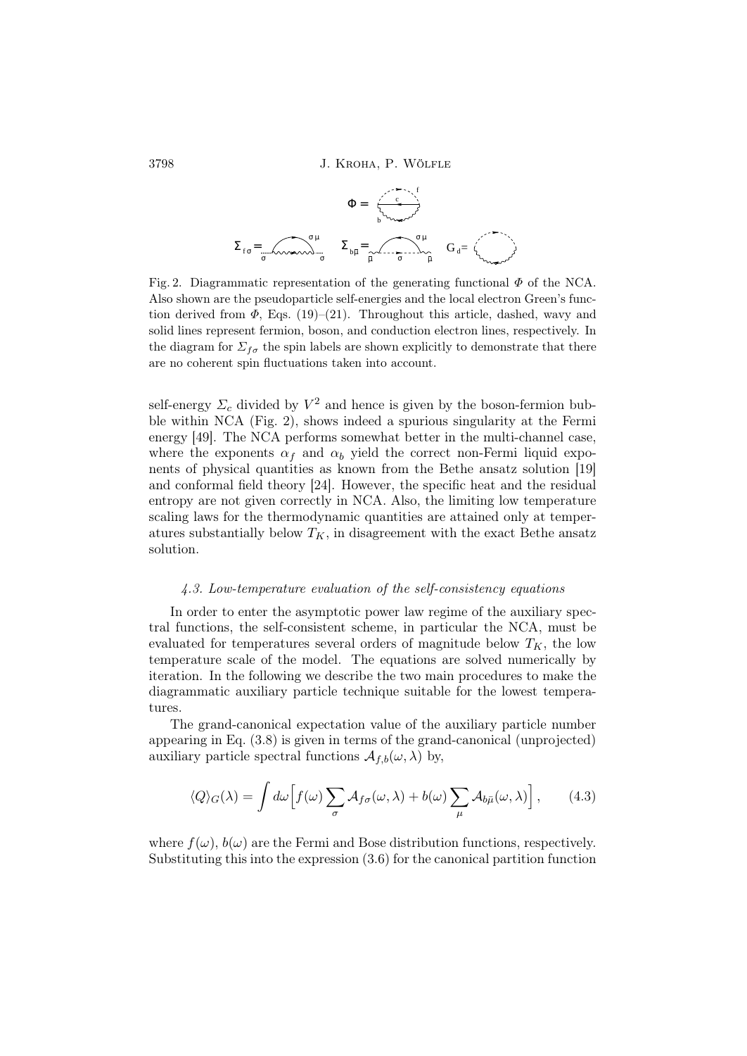Fig. 2. Diagrammatic representation of the generating functional $\Phi$ of the NCA. Also shown are the pseudoparticle self-energies and the local electron Green's function derived from $\Phi$, Eqs. (19)–(21). Throughout this article, dashed, wavy and solid lines represent fermion, boson, and conduction electron lines, respectively. In the diagram for $\Sigma_{f\sigma}$ the spin labels are shown explicitly to demonstrate that there are no coherent spin fluctuations taken into account.

self-energy $\Sigma_c$ divided by $V^2$ and hence is given by the boson-fermion bubble within NCA (Fig. 2), shows indeed a spurious singularity at the Fermi energy [49]. The NCA performs somewhat better in the multi-channel case, where the exponents $\alpha_f$ and $\alpha_b$ yield the correct non-Fermi liquid exponents of physical quantities as known from the Bethe ansatz solution [19] and conformal field theory [24]. However, the specific heat and the residual entropy are not given correctly in NCA. Also, the limiting low temperature scaling laws for the thermodynamic quantities are attained only at temperatures substantially below $T_K$, in disagreement with the exact Bethe ansatz solution.

### *4.3. Low-temperature evaluation of the self-consistency equations*

In order to enter the asymptotic power law regime of the auxiliary spectral functions, the self-consistent scheme, in particular the NCA, must be evaluated for temperatures several orders of magnitude below $T_K$, the low temperature scale of the model. The equations are solved numerically by iteration. In the following we describe the two main procedures to make the diagrammatic auxiliary particle technique suitable for the lowest temperatures.

The grand-canonical expectation value of the auxiliary particle number appearing in Eq. (3.8) is given in terms of the grand-canonical (unprojected) auxiliary particle spectral functions $\mathcal{A}_{f,b}(\omega, \lambda)$ by,

$$\langle Q \rangle_G(\lambda) = \int d\omega \Big[ f(\omega) \sum_\sigma \mathcal{A}_{f\sigma}(\omega, \lambda) + b(\omega) \sum_\mu \mathcal{A}_{b\bar{\mu}}(\omega, \lambda) \Big] , \qquad (4.3)$$

where $f(\omega)$, $b(\omega)$ are the Fermi and Bose distribution functions, respectively. Substituting this into the expression (3.6) for the canonical partition function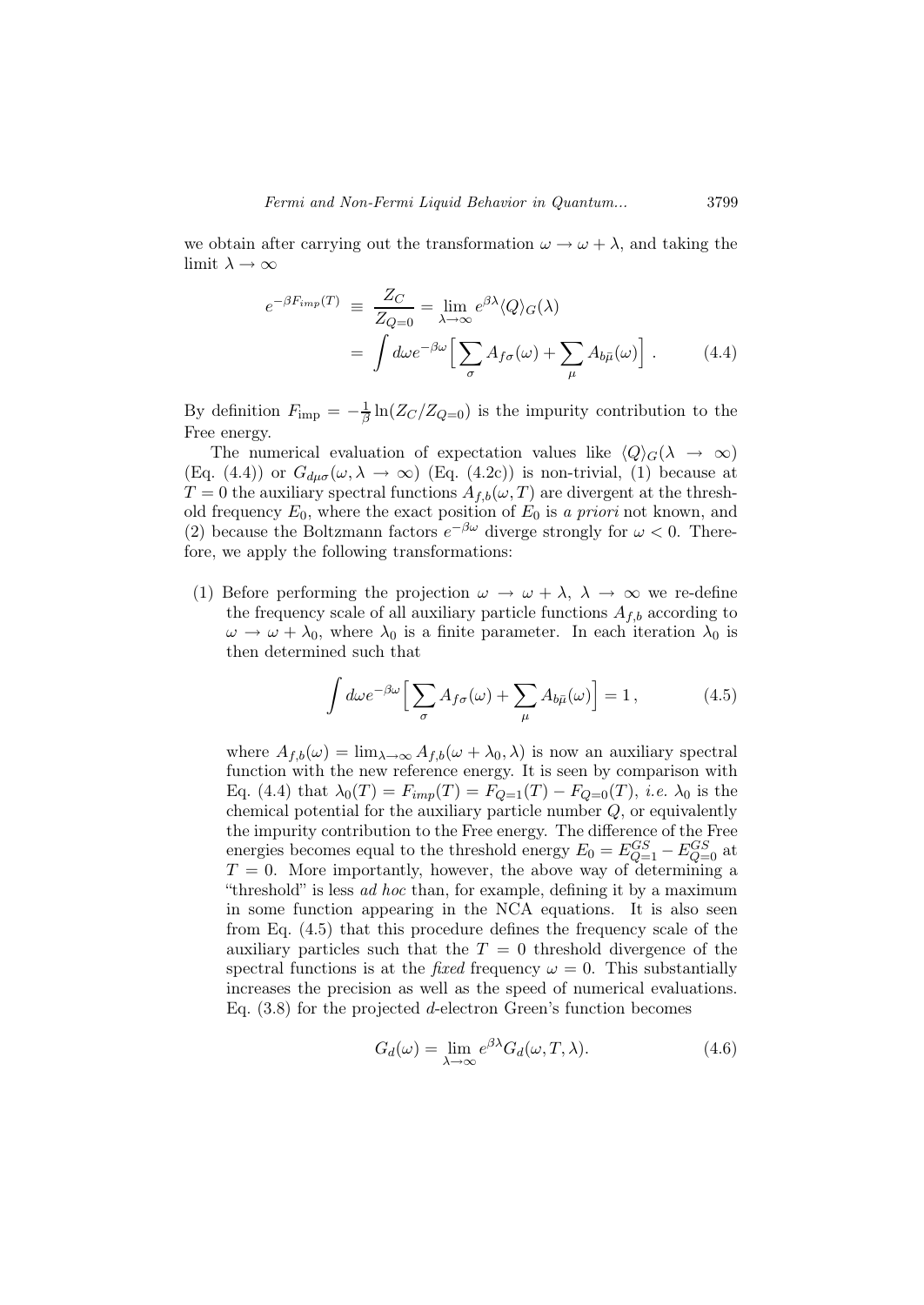we obtain after carrying out the transformation $\omega \to \omega + \lambda$, and taking the limit $\lambda \to \infty$

$$
\begin{aligned}
e^{-\beta F_{imp}(T)} &\equiv \frac{Z_C}{Z_{Q=0}} = \lim_{\lambda\to\infty} e^{\beta\lambda}\langle Q\rangle_G(\lambda) \\
&= \int d\omega e^{-\beta\omega}\Big[\sum_\sigma A_{f\sigma}(\omega) + \sum_\mu A_{b\bar{\mu}}(\omega)\Big]\,. \qquad (4.4)
\end{aligned}
$$

By definition $F_{\rm imp} = -\frac{1}{\beta}\ln(Z_C/Z_{Q=0})$ is the impurity contribution to the Free energy.

The numerical evaluation of expectation values like $\langle Q\rangle_G(\lambda \to \infty)$ (Eq. (4.4)) or $G_{d\mu\sigma}(\omega, \lambda \to \infty)$ (Eq. (4.2c)) is non-trivial, (1) because at $T = 0$ the auxiliary spectral functions $A_{f,b}(\omega, T)$ are divergent at the threshold frequency $E_0$, where the exact position of $E_0$ is *a priori* not known, and (2) because the Boltzmann factors $e^{-\beta\omega}$ diverge strongly for $\omega < 0$. Therefore, we apply the following transformations:

(1) Before performing the projection $\omega \to \omega + \lambda$, $\lambda \to \infty$ we re-define the frequency scale of all auxiliary particle functions $A_{f,b}$ according to $\omega \to \omega + \lambda_0$, where $\lambda_0$ is a finite parameter. In each iteration $\lambda_0$ is then determined such that

$$
\int d\omega e^{-\beta\omega}\Big[\sum_\sigma A_{f\sigma}(\omega) + \sum_\mu A_{b\bar{\mu}}(\omega)\Big] = 1\,, \qquad (4.5)
$$

where $A_{f,b}(\omega) = \lim_{\lambda\to\infty} A_{f,b}(\omega + \lambda_0, \lambda)$ is now an auxiliary spectral function with the new reference energy. It is seen by comparison with Eq. (4.4) that $\lambda_0(T) = F_{imp}(T) = F_{Q=1}(T) - F_{Q=0}(T)$, *i.e.* $\lambda_0$ is the chemical potential for the auxiliary particle number $Q$, or equivalently the impurity contribution to the Free energy. The difference of the Free energies becomes equal to the threshold energy $E_0 = E^{GS}_{Q=1} - E^{GS}_{Q=0}$ at $T = 0$. More importantly, however, the above way of determining a "threshold" is less *ad hoc* than, for example, defining it by a maximum in some function appearing in the NCA equations. It is also seen from Eq. (4.5) that this procedure defines the frequency scale of the auxiliary particles such that the $T = 0$ threshold divergence of the spectral functions is at the *fixed* frequency $\omega = 0$. This substantially increases the precision as well as the speed of numerical evaluations. Eq. (3.8) for the projected $d$-electron Green's function becomes

$$
G_d(\omega) = \lim_{\lambda\to\infty} e^{\beta\lambda} G_d(\omega, T, \lambda). \qquad (4.6)
$$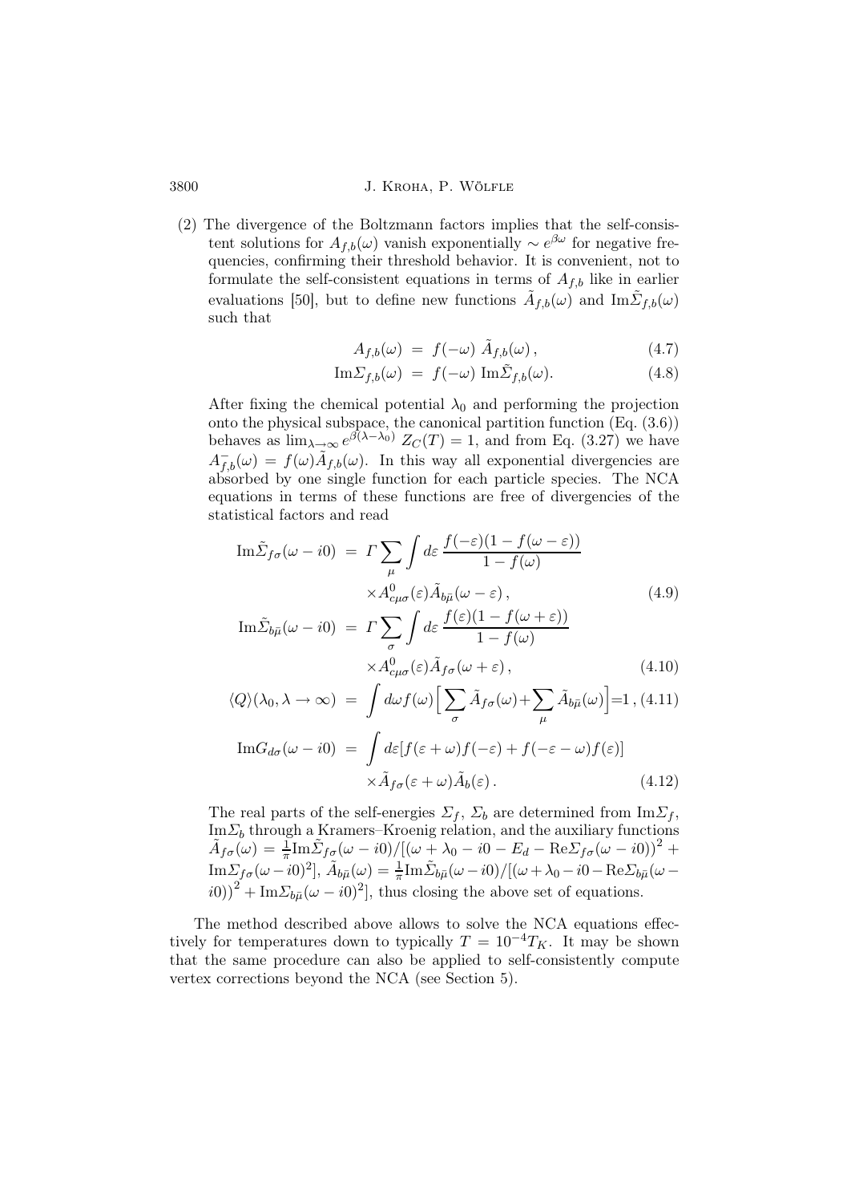(2) The divergence of the Boltzmann factors implies that the self-consistent solutions for $A_{f,b}(\omega)$ vanish exponentially $\sim e^{\beta\omega}$ for negative frequencies, confirming their threshold behavior. It is convenient, not to formulate the self-consistent equations in terms of $A_{f,b}$ like in earlier evaluations [50], but to define new functions $\tilde{A}_{f,b}(\omega)$ and $\mathrm{Im}\tilde{\Sigma}_{f,b}(\omega)$ such that

$$A_{f,b}(\omega) \;=\; f(-\omega)\;\tilde{A}_{f,b}(\omega)\,, \tag{4.7}$$

$$\mathrm{Im}\Sigma_{f,b}(\omega) \;=\; f(-\omega)\;\mathrm{Im}\tilde{\Sigma}_{f,b}(\omega). \tag{4.8}$$

After fixing the chemical potential $\lambda_0$ and performing the projection onto the physical subspace, the canonical partition function (Eq. (3.6)) behaves as $\lim_{\lambda\to\infty} e^{\beta(\lambda-\lambda_0)}\, Z_C(T) = 1$, and from Eq. (3.27) we have $A^{-}_{f,b}(\omega) = f(\omega)\tilde{A}_{f,b}(\omega)$. In this way all exponential divergencies are absorbed by one single function for each particle species. The NCA equations in terms of these functions are free of divergencies of the statistical factors and read

$$\mathrm{Im}\tilde{\Sigma}_{f\sigma}(\omega - i0) \;=\; \Gamma \sum_{\mu} \int d\varepsilon\, \frac{f(-\varepsilon)(1-f(\omega-\varepsilon))}{1-f(\omega)} \times A^{0}_{c\mu\sigma}(\varepsilon)\tilde{A}_{b\bar{\mu}}(\omega-\varepsilon)\,, \tag{4.9}$$

$$\mathrm{Im}\tilde{\Sigma}_{b\bar{\mu}}(\omega - i0) \;=\; \Gamma \sum_{\sigma} \int d\varepsilon\, \frac{f(\varepsilon)(1-f(\omega+\varepsilon))}{1-f(\omega)} \times A^{0}_{c\mu\sigma}(\varepsilon)\tilde{A}_{f\sigma}(\omega+\varepsilon)\,, \tag{4.10}$$

$$\langle Q\rangle(\lambda_0, \lambda\to\infty) \;=\; \int d\omega f(\omega)\Big[\sum_{\sigma}\tilde{A}_{f\sigma}(\omega) + \sum_{\mu}\tilde{A}_{b\bar{\mu}}(\omega)\Big] = 1\,, \tag{4.11}$$

$$\mathrm{Im}G_{d\sigma}(\omega - i0) \;=\; \int d\varepsilon [f(\varepsilon+\omega)f(-\varepsilon) + f(-\varepsilon-\omega)f(\varepsilon)] \times \tilde{A}_{f\sigma}(\varepsilon+\omega)\tilde{A}_{b}(\varepsilon)\,. \tag{4.12}$$

The real parts of the self-energies $\Sigma_f$, $\Sigma_b$ are determined from $\mathrm{Im}\Sigma_f$, $\mathrm{Im}\Sigma_b$ through a Kramers–Kroenig relation, and the auxiliary functions $\tilde{A}_{f\sigma}(\omega) = \frac{1}{\pi}\mathrm{Im}\tilde{\Sigma}_{f\sigma}(\omega - i0)/[(\omega+\lambda_0 - i0 - E_d - \mathrm{Re}\Sigma_{f\sigma}(\omega - i0))^2 + \mathrm{Im}\Sigma_{f\sigma}(\omega - i0)^2]$, $\tilde{A}_{b\bar{\mu}}(\omega) = \frac{1}{\pi}\mathrm{Im}\tilde{\Sigma}_{b\bar{\mu}}(\omega - i0)/[(\omega+\lambda_0 - i0 - \mathrm{Re}\Sigma_{b\bar{\mu}}(\omega - i0))^2 + \mathrm{Im}\Sigma_{b\bar{\mu}}(\omega - i0)^2]$, thus closing the above set of equations.

The method described above allows to solve the NCA equations effectively for temperatures down to typically $T = 10^{-4}T_K$. It may be shown that the same procedure can also be applied to self-consistently compute vertex corrections beyond the NCA (see Section 5).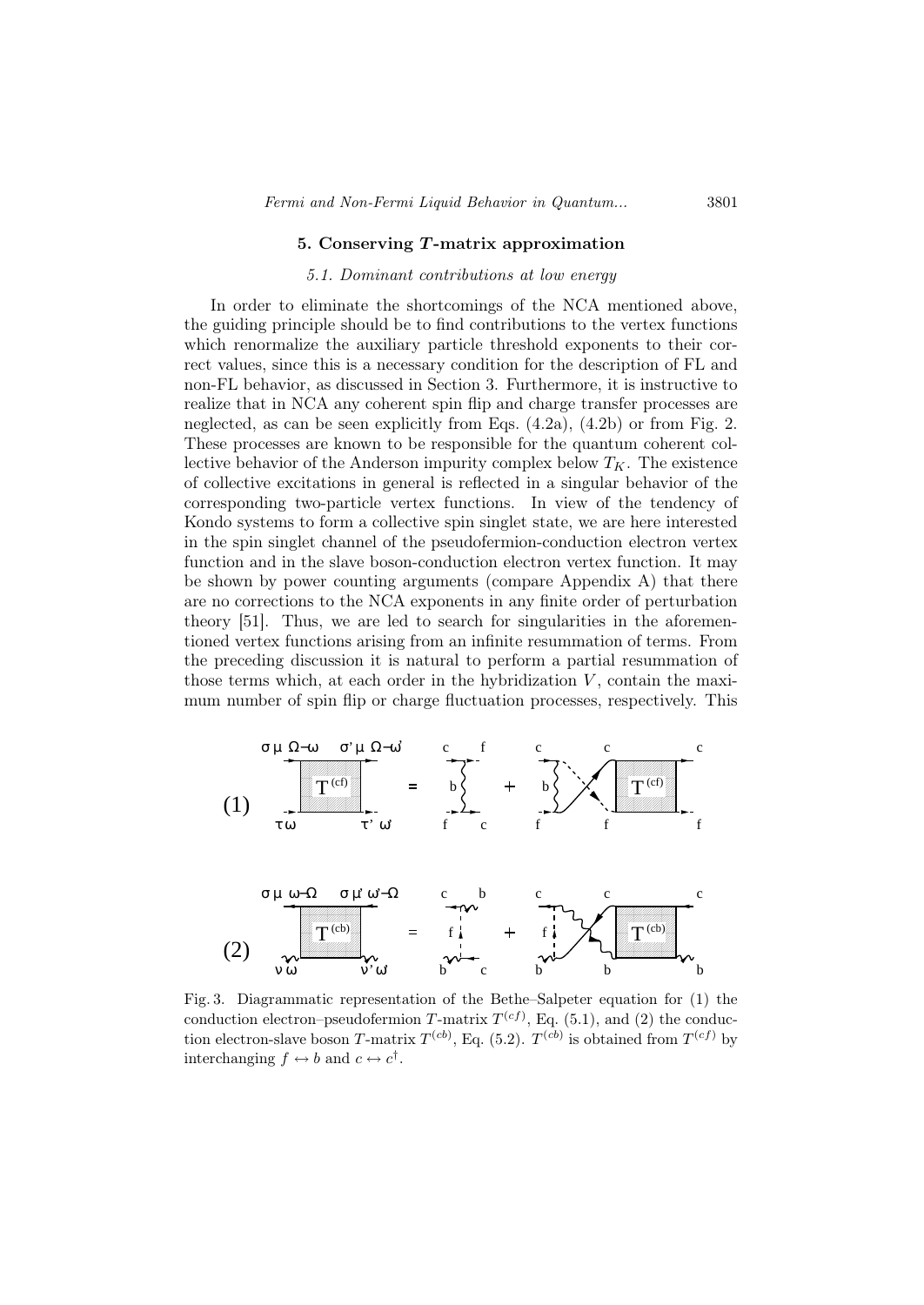## 5. Conserving $T$-matrix approximation

### 5.1. Dominant contributions at low energy

In order to eliminate the shortcomings of the NCA mentioned above, the guiding principle should be to find contributions to the vertex functions which renormalize the auxiliary particle threshold exponents to their correct values, since this is a necessary condition for the description of FL and non-FL behavior, as discussed in Section 3. Furthermore, it is instructive to realize that in NCA any coherent spin flip and charge transfer processes are neglected, as can be seen explicitly from Eqs. (4.2a), (4.2b) or from Fig. 2. These processes are known to be responsible for the quantum coherent collective behavior of the Anderson impurity complex below $T_K$. The existence of collective excitations in general is reflected in a singular behavior of the corresponding two-particle vertex functions. In view of the tendency of Kondo systems to form a collective spin singlet state, we are here interested in the spin singlet channel of the pseudofermion-conduction electron vertex function and in the slave boson-conduction electron vertex function. It may be shown by power counting arguments (compare Appendix A) that there are no corrections to the NCA exponents in any finite order of perturbation theory [51]. Thus, we are led to search for singularities in the aforementioned vertex functions arising from an infinite resummation of terms. From the preceding discussion it is natural to perform a partial resummation of those terms which, at each order in the hybridization $V$, contain the maximum number of spin flip or charge fluctuation processes, respectively. This

Fig. 3. Diagrammatic representation of the Bethe–Salpeter equation for (1) the conduction electron–pseudofermion $T$-matrix $T^{(cf)}$, Eq. (5.1), and (2) the conduction electron-slave boson $T$-matrix $T^{(cb)}$, Eq. (5.2). $T^{(cb)}$ is obtained from $T^{(cf)}$ by interchanging $f \leftrightarrow b$ and $c \leftrightarrow c^{\dagger}$.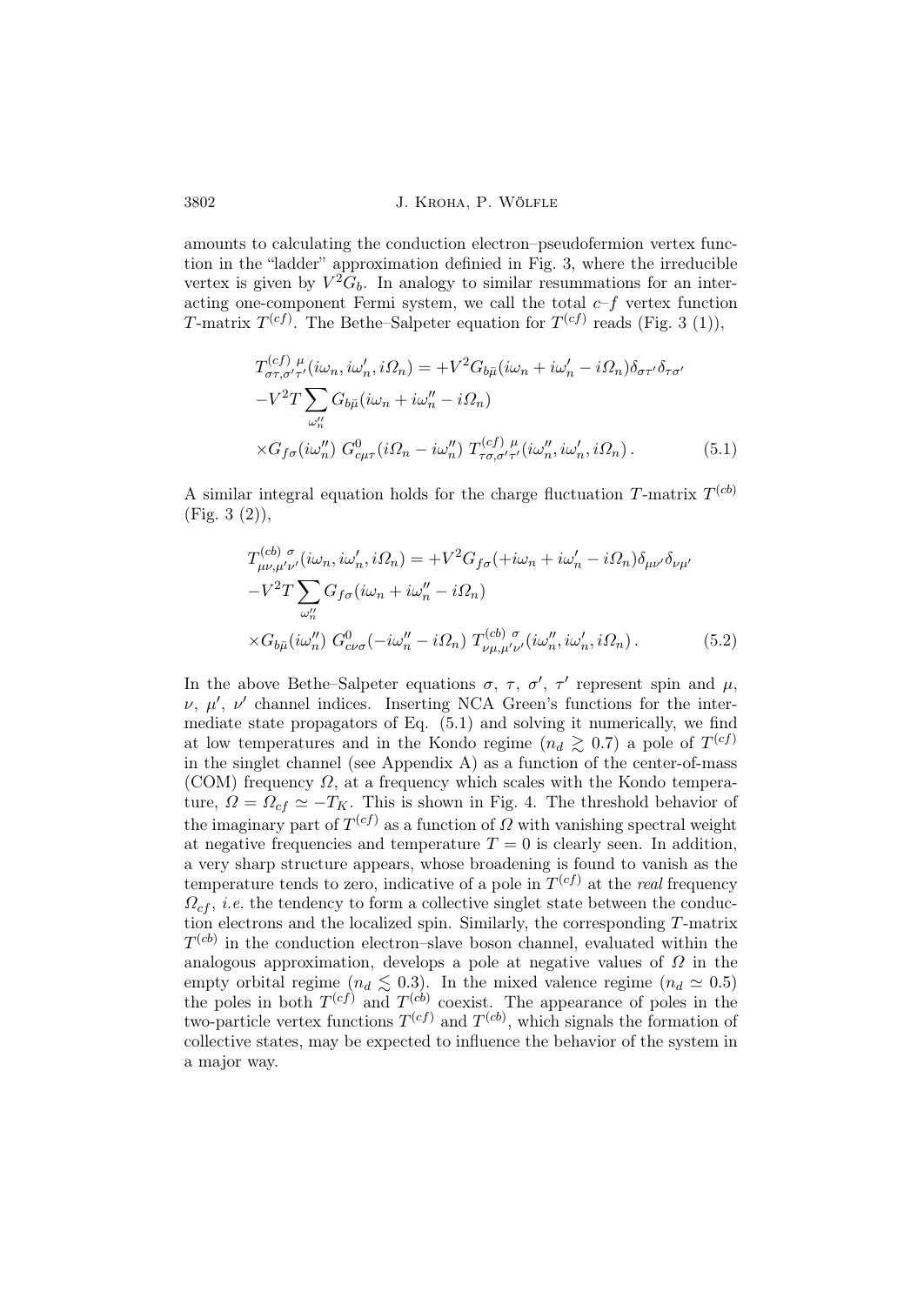amounts to calculating the conduction electron–pseudofermion vertex function in the "ladder" approximation definied in Fig. 3, where the irreducible vertex is given by $V^2 G_b$. In analogy to similar resummations for an interacting one-component Fermi system, we call the total $c$–$f$ vertex function $T$-matrix $T^{(cf)}$. The Bethe–Salpeter equation for $T^{(cf)}$ reads (Fig. 3 (1)),

$$
\begin{aligned}
&T^{(cf)\ \mu}_{\sigma\tau,\sigma'\tau'}(i\omega_n, i\omega_n', i\Omega_n) = +V^2 G_{b\bar{\mu}}(i\omega_n + i\omega_n' - i\Omega_n)\delta_{\sigma\tau'}\delta_{\tau\sigma'} \\
&-V^2 T \sum_{\omega_n''} G_{b\bar{\mu}}(i\omega_n + i\omega_n'' - i\Omega_n) \\
&\times G_{f\sigma}(i\omega_n'')\, G^0_{c\mu\tau}(i\Omega_n - i\omega_n'')\, T^{(cf)\ \mu}_{\tau\sigma,\sigma'\tau'}(i\omega_n'', i\omega_n', i\Omega_n)\,. \qquad (5.1)
\end{aligned}
$$

A similar integral equation holds for the charge fluctuation $T$-matrix $T^{(cb)}$ (Fig. 3 (2)),

$$
\begin{aligned}
&T^{(cb)\ \sigma}_{\mu\nu,\mu'\nu'}(i\omega_n, i\omega_n', i\Omega_n) = +V^2 G_{f\sigma}(+i\omega_n + i\omega_n' - i\Omega_n)\delta_{\mu\nu'}\delta_{\nu\mu'} \\
&-V^2 T \sum_{\omega_n''} G_{f\sigma}(i\omega_n + i\omega_n'' - i\Omega_n) \\
&\times G_{b\bar{\mu}}(i\omega_n'')\, G^0_{c\nu\sigma}(-i\omega_n'' - i\Omega_n)\, T^{(cb)\ \sigma}_{\nu\mu,\mu'\nu'}(i\omega_n'', i\omega_n', i\Omega_n)\,. \qquad (5.2)
\end{aligned}
$$

In the above Bethe–Salpeter equations $\sigma$, $\tau$, $\sigma'$, $\tau'$ represent spin and $\mu$, $\nu$, $\mu'$, $\nu'$ channel indices. Inserting NCA Green's functions for the intermediate state propagators of Eq. (5.1) and solving it numerically, we find at low temperatures and in the Kondo regime ($n_d \gtrsim 0.7$) a pole of $T^{(cf)}$ in the singlet channel (see Appendix A) as a function of the center-of-mass (COM) frequency $\Omega$, at a frequency which scales with the Kondo temperature, $\Omega = \Omega_{cf} \simeq -T_K$. This is shown in Fig. 4. The threshold behavior of the imaginary part of $T^{(cf)}$ as a function of $\Omega$ with vanishing spectral weight at negative frequencies and temperature $T = 0$ is clearly seen. In addition, a very sharp structure appears, whose broadening is found to vanish as the temperature tends to zero, indicative of a pole in $T^{(cf)}$ at the *real* frequency $\Omega_{cf}$, *i.e.* the tendency to form a collective singlet state between the conduction electrons and the localized spin. Similarly, the corresponding $T$-matrix $T^{(cb)}$ in the conduction electron–slave boson channel, evaluated within the analogous approximation, develops a pole at negative values of $\Omega$ in the empty orbital regime ($n_d \lesssim 0.3$). In the mixed valence regime ($n_d \simeq 0.5$) the poles in both $T^{(cf)}$ and $T^{(cb)}$ coexist. The appearance of poles in the two-particle vertex functions $T^{(cf)}$ and $T^{(cb)}$, which signals the formation of collective states, may be expected to influence the behavior of the system in a major way.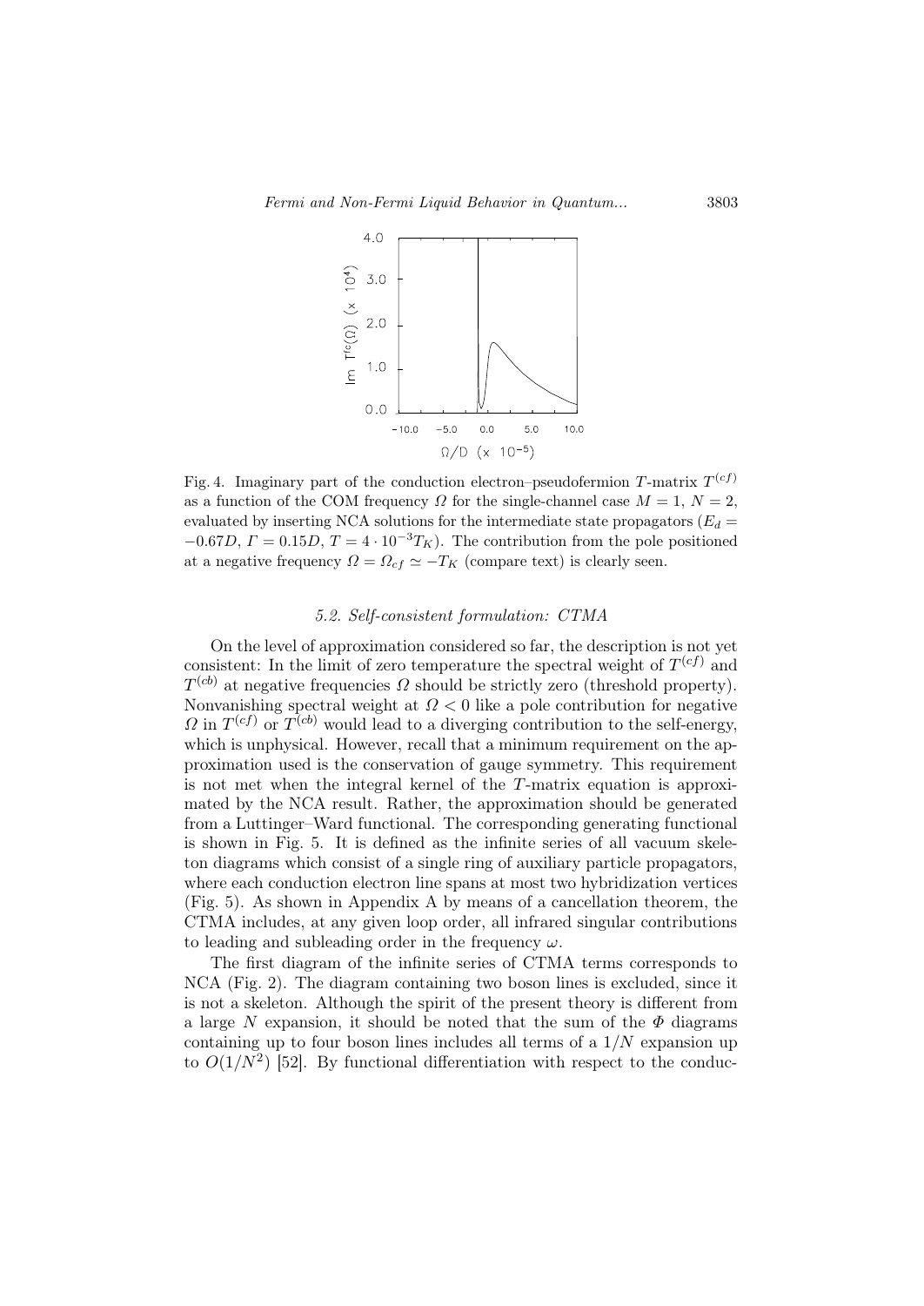Fig. 4. Imaginary part of the conduction electron–pseudofermion $T$-matrix $T^{(cf)}$ as a function of the COM frequency $\Omega$ for the single-channel case $M = 1$, $N = 2$, evaluated by inserting NCA solutions for the intermediate state propagators ($E_d = -0.67D$, $\Gamma = 0.15D$, $T = 4 \cdot 10^{-3} T_K$). The contribution from the pole positioned at a negative frequency $\Omega = \Omega_{cf} \simeq -T_K$ (compare text) is clearly seen.

### 5.2. Self-consistent formulation: CTMA

On the level of approximation considered so far, the description is not yet consistent: In the limit of zero temperature the spectral weight of $T^{(cf)}$ and $T^{(cb)}$ at negative frequencies $\Omega$ should be strictly zero (threshold property). Nonvanishing spectral weight at $\Omega < 0$ like a pole contribution for negative $\Omega$ in $T^{(cf)}$ or $T^{(cb)}$ would lead to a diverging contribution to the self-energy, which is unphysical. However, recall that a minimum requirement on the approximation used is the conservation of gauge symmetry. This requirement is not met when the integral kernel of the $T$-matrix equation is approximated by the NCA result. Rather, the approximation should be generated from a Luttinger–Ward functional. The corresponding generating functional is shown in Fig. 5. It is defined as the infinite series of all vacuum skeleton diagrams which consist of a single ring of auxiliary particle propagators, where each conduction electron line spans at most two hybridization vertices (Fig. 5). As shown in Appendix A by means of a cancellation theorem, the CTMA includes, at any given loop order, all infrared singular contributions to leading and subleading order in the frequency $\omega$.

The first diagram of the infinite series of CTMA terms corresponds to NCA (Fig. 2). The diagram containing two boson lines is excluded, since it is not a skeleton. Although the spirit of the present theory is different from a large $N$ expansion, it should be noted that the sum of the $\Phi$ diagrams containing up to four boson lines includes all terms of a $1/N$ expansion up to $O(1/N^2)$ [52]. By functional differentiation with respect to the conduc-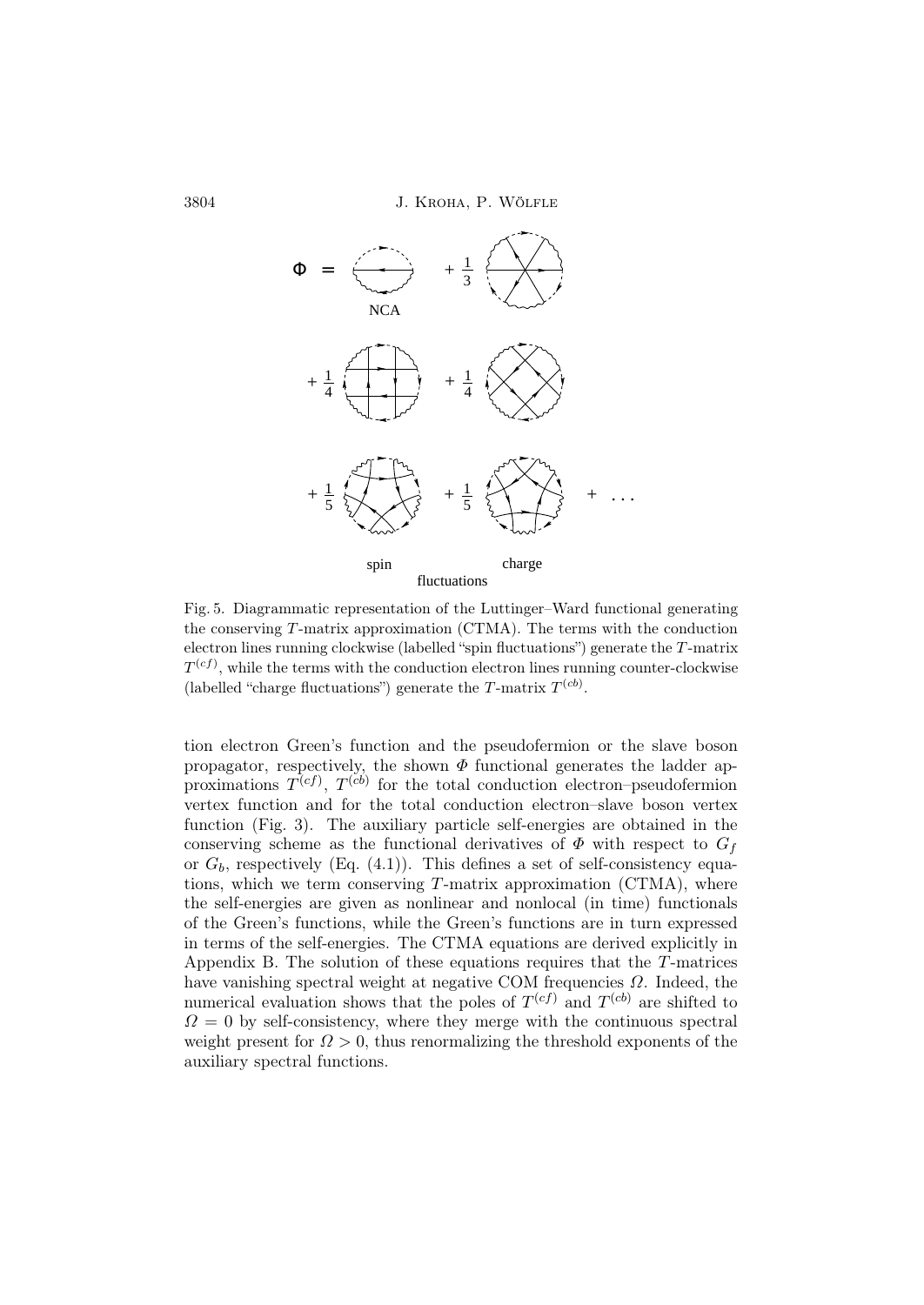Fig. 5. Diagrammatic representation of the Luttinger–Ward functional generating the conserving $T$-matrix approximation (CTMA). The terms with the conduction electron lines running clockwise (labelled "spin fluctuations") generate the $T$-matrix $T^{(cf)}$, while the terms with the conduction electron lines running counter-clockwise (labelled "charge fluctuations") generate the $T$-matrix $T^{(cb)}$.

tion electron Green's function and the pseudofermion or the slave boson propagator, respectively, the shown $\Phi$ functional generates the ladder approximations $T^{(cf)}$, $T^{(cb)}$ for the total conduction electron–pseudofermion vertex function and for the total conduction electron–slave boson vertex function (Fig. 3). The auxiliary particle self-energies are obtained in the conserving scheme as the functional derivatives of $\Phi$ with respect to $G_f$ or $G_b$, respectively (Eq. (4.1)). This defines a set of self-consistency equations, which we term conserving $T$-matrix approximation (CTMA), where the self-energies are given as nonlinear and nonlocal (in time) functionals of the Green's functions, while the Green's functions are in turn expressed in terms of the self-energies. The CTMA equations are derived explicitly in Appendix B. The solution of these equations requires that the $T$-matrices have vanishing spectral weight at negative COM frequencies $\Omega$. Indeed, the numerical evaluation shows that the poles of $T^{(cf)}$ and $T^{(cb)}$ are shifted to $\Omega = 0$ by self-consistency, where they merge with the continuous spectral weight present for $\Omega > 0$, thus renormalizing the threshold exponents of the auxiliary spectral functions.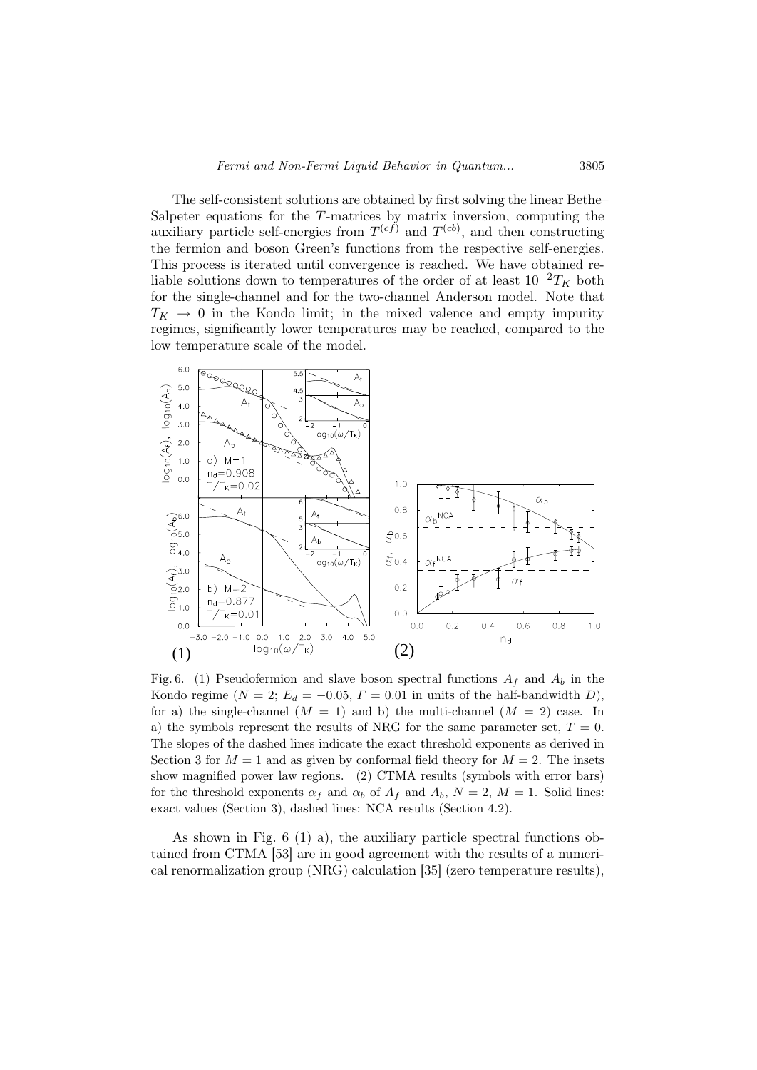The self-consistent solutions are obtained by first solving the linear Bethe–Salpeter equations for the $T$-matrices by matrix inversion, computing the auxiliary particle self-energies from $T^{(cf)}$ and $T^{(cb)}$, and then constructing the fermion and boson Green's functions from the respective self-energies. This process is iterated until convergence is reached. We have obtained reliable solutions down to temperatures of the order of at least $10^{-2}T_K$ both for the single-channel and for the two-channel Anderson model. Note that $T_K \rightarrow 0$ in the Kondo limit; in the mixed valence and empty impurity regimes, significantly lower temperatures may be reached, compared to the low temperature scale of the model.

Fig. 6. (1) Pseudofermion and slave boson spectral functions $A_f$ and $A_b$ in the Kondo regime ($N = 2$; $E_d = -0.05$, $\Gamma = 0.01$ in units of the half-bandwidth $D$), for a) the single-channel ($M = 1$) and b) the multi-channel ($M = 2$) case. In a) the symbols represent the results of NRG for the same parameter set, $T = 0$. The slopes of the dashed lines indicate the exact threshold exponents as derived in Section 3 for $M = 1$ and as given by conformal field theory for $M = 2$. The insets show magnified power law regions. (2) CTMA results (symbols with error bars) for the threshold exponents $\alpha_f$ and $\alpha_b$ of $A_f$ and $A_b$, $N = 2$, $M = 1$. Solid lines: exact values (Section 3), dashed lines: NCA results (Section 4.2).

As shown in Fig. 6 (1) a), the auxiliary particle spectral functions obtained from CTMA [53] are in good agreement with the results of a numerical renormalization group (NRG) calculation [35] (zero temperature results),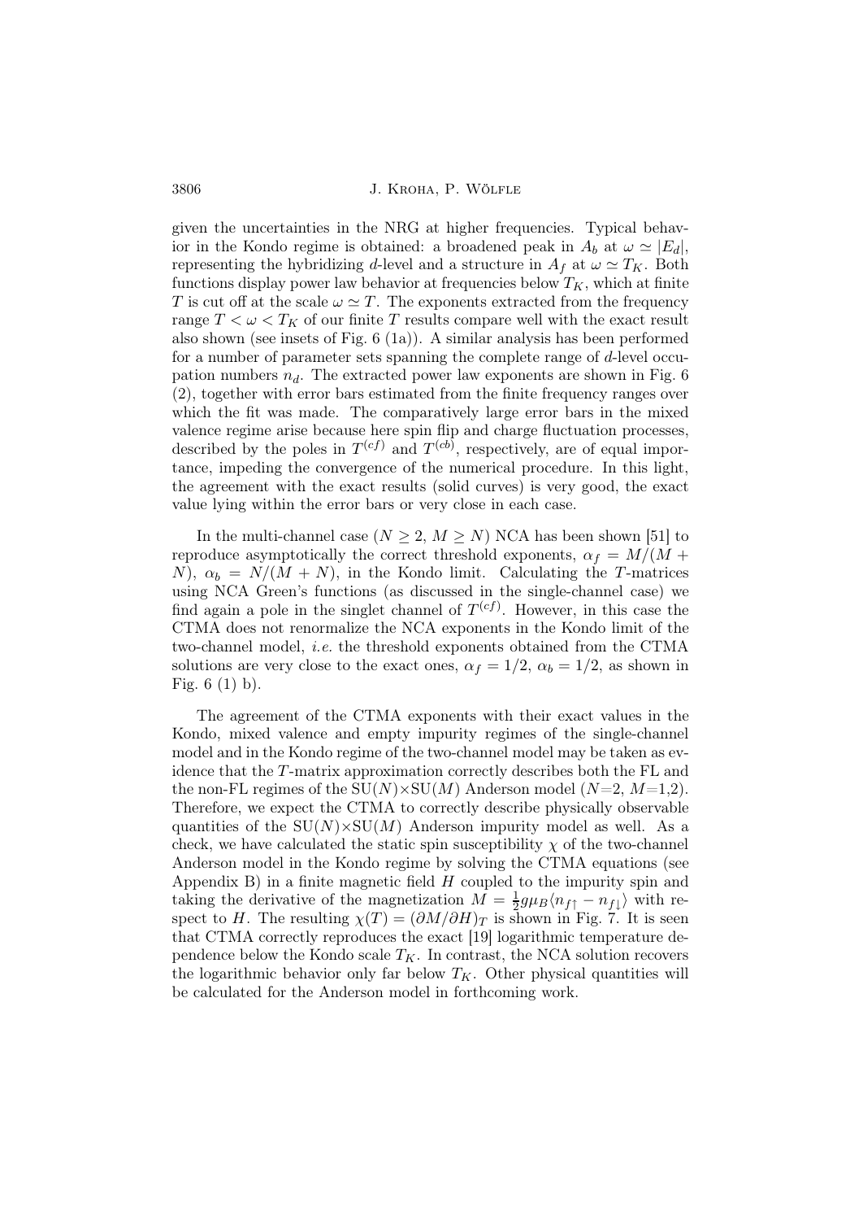given the uncertainties in the NRG at higher frequencies. Typical behavior in the Kondo regime is obtained: a broadened peak in $A_b$ at $\omega \simeq |E_d|$, representing the hybridizing $d$-level and a structure in $A_f$ at $\omega \simeq T_K$. Both functions display power law behavior at frequencies below $T_K$, which at finite $T$ is cut off at the scale $\omega \simeq T$. The exponents extracted from the frequency range $T < \omega < T_K$ of our finite $T$ results compare well with the exact result also shown (see insets of Fig. 6 (1a)). A similar analysis has been performed for a number of parameter sets spanning the complete range of $d$-level occupation numbers $n_d$. The extracted power law exponents are shown in Fig. 6 (2), together with error bars estimated from the finite frequency ranges over which the fit was made. The comparatively large error bars in the mixed valence regime arise because here spin flip and charge fluctuation processes, described by the poles in $T^{(cf)}$ and $T^{(cb)}$, respectively, are of equal importance, impeding the convergence of the numerical procedure. In this light, the agreement with the exact results (solid curves) is very good, the exact value lying within the error bars or very close in each case.

In the multi-channel case ($N \geq 2$, $M \geq N$) NCA has been shown [51] to reproduce asymptotically the correct threshold exponents, $\alpha_f = M/(M + N)$, $\alpha_b = N/(M + N)$, in the Kondo limit. Calculating the $T$-matrices using NCA Green's functions (as discussed in the single-channel case) we find again a pole in the singlet channel of $T^{(cf)}$. However, in this case the CTMA does not renormalize the NCA exponents in the Kondo limit of the two-channel model, *i.e.* the threshold exponents obtained from the CTMA solutions are very close to the exact ones, $\alpha_f = 1/2$, $\alpha_b = 1/2$, as shown in Fig. 6 (1) b).

The agreement of the CTMA exponents with their exact values in the Kondo, mixed valence and empty impurity regimes of the single-channel model and in the Kondo regime of the two-channel model may be taken as evidence that the $T$-matrix approximation correctly describes both the FL and the non-FL regimes of the $\mathrm{SU}(N)\times\mathrm{SU}(M)$ Anderson model ($N$=2, $M$=1,2). Therefore, we expect the CTMA to correctly describe physically observable quantities of the $\mathrm{SU}(N)\times\mathrm{SU}(M)$ Anderson impurity model as well. As a check, we have calculated the static spin susceptibility $\chi$ of the two-channel Anderson model in the Kondo regime by solving the CTMA equations (see Appendix B) in a finite magnetic field $H$ coupled to the impurity spin and taking the derivative of the magnetization $M = \frac{1}{2} g\mu_B \langle n_{f\uparrow} - n_{f\downarrow}\rangle$ with respect to $H$. The resulting $\chi(T) = (\partial M/\partial H)_T$ is shown in Fig. 7. It is seen that CTMA correctly reproduces the exact [19] logarithmic temperature dependence below the Kondo scale $T_K$. In contrast, the NCA solution recovers the logarithmic behavior only far below $T_K$. Other physical quantities will be calculated for the Anderson model in forthcoming work.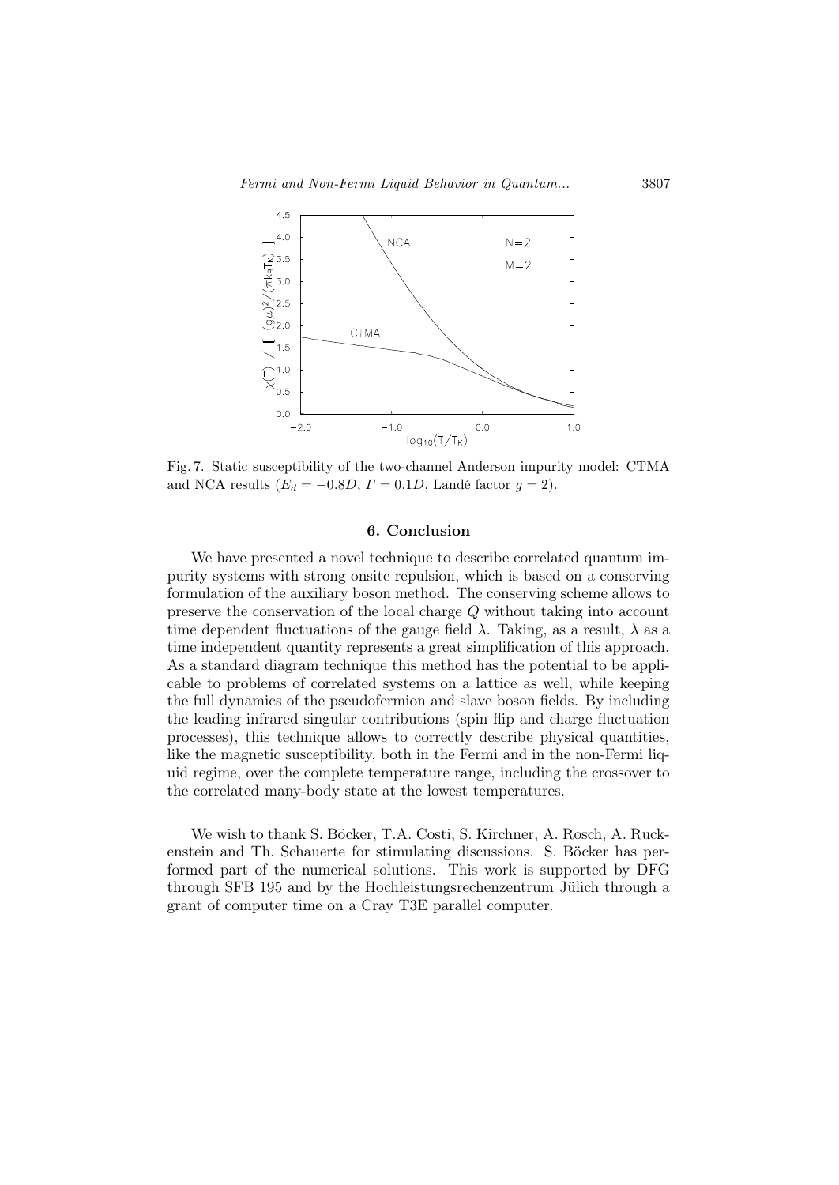Fig. 7. Static susceptibility of the two-channel Anderson impurity model: CTMA and NCA results ($E_d = -0.8D$, $\Gamma = 0.1D$, Landé factor $g = 2$).

## 6. Conclusion

We have presented a novel technique to describe correlated quantum impurity systems with strong onsite repulsion, which is based on a conserving formulation of the auxiliary boson method. The conserving scheme allows to preserve the conservation of the local charge $Q$ without taking into account time dependent fluctuations of the gauge field $\lambda$. Taking, as a result, $\lambda$ as a time independent quantity represents a great simplification of this approach. As a standard diagram technique this method has the potential to be applicable to problems of correlated systems on a lattice as well, while keeping the full dynamics of the pseudofermion and slave boson fields. By including the leading infrared singular contributions (spin flip and charge fluctuation processes), this technique allows to correctly describe physical quantities, like the magnetic susceptibility, both in the Fermi and in the non-Fermi liquid regime, over the complete temperature range, including the crossover to the correlated many-body state at the lowest temperatures.

We wish to thank S. Böcker, T.A. Costi, S. Kirchner, A. Rosch, A. Ruckenstein and Th. Schauerte for stimulating discussions. S. Böcker has performed part of the numerical solutions. This work is supported by DFG through SFB 195 and by the Hochleistungsrechenzentrum Jülich through a grant of computer time on a Cray T3E parallel computer.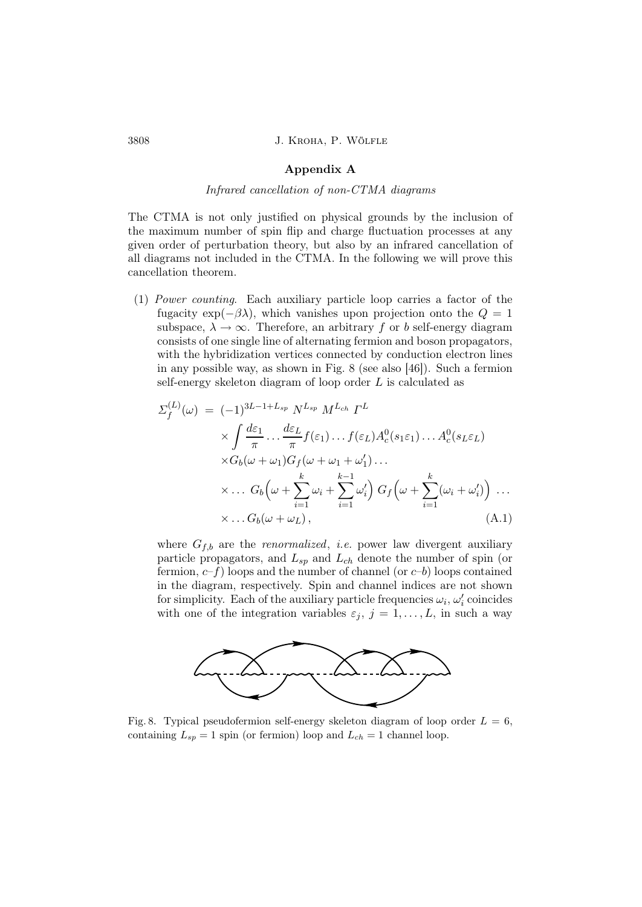## Appendix A

### *Infrared cancellation of non-CTMA diagrams*

The CTMA is not only justified on physical grounds by the inclusion of the maximum number of spin flip and charge fluctuation processes at any given order of perturbation theory, but also by an infrared cancellation of all diagrams not included in the CTMA. In the following we will prove this cancellation theorem.

(1) *Power counting*. Each auxiliary particle loop carries a factor of the fugacity $\exp(-\beta\lambda)$, which vanishes upon projection onto the $Q = 1$ subspace, $\lambda \to \infty$. Therefore, an arbitrary $f$ or $b$ self-energy diagram consists of one single line of alternating fermion and boson propagators, with the hybridization vertices connected by conduction electron lines in any possible way, as shown in Fig. 8 (see also [46]). Such a fermion self-energy skeleton diagram of loop order $L$ is calculated as

$$
\begin{aligned}
\Sigma_f^{(L)}(\omega) \;=\; & (-1)^{3L-1+L_{sp}}\, N^{L_{sp}}\, M^{L_{ch}}\, \Gamma^L \\
& \times \int \frac{d\varepsilon_1}{\pi} \dots \frac{d\varepsilon_L}{\pi} f(\varepsilon_1)\dots f(\varepsilon_L) A_c^0(s_1\varepsilon_1)\dots A_c^0(s_L\varepsilon_L) \\
& \times G_b(\omega+\omega_1) G_f(\omega+\omega_1+\omega_1')\dots \\
& \times \dots\; G_b\Big(\omega + \sum_{i=1}^{k}\omega_i + \sum_{i=1}^{k-1}\omega_i'\Big)\; G_f\Big(\omega + \sum_{i=1}^{k}(\omega_i+\omega_i')\Big)\;\dots \\
& \times \dots G_b(\omega+\omega_L)\,, \qquad\qquad (\mathrm{A.1})
\end{aligned}
$$

where $G_{f,b}$ are the *renormalized*, *i.e.* power law divergent auxiliary particle propagators, and $L_{sp}$ and $L_{ch}$ denote the number of spin (or fermion, $c$–$f$) loops and the number of channel (or $c$–$b$) loops contained in the diagram, respectively. Spin and channel indices are not shown for simplicity. Each of the auxiliary particle frequencies $\omega_i$, $\omega_i'$ coincides with one of the integration variables $\varepsilon_j$, $j = 1, \dots, L$, in such a way

Fig. 8. Typical pseudofermion self-energy skeleton diagram of loop order $L = 6$, containing $L_{sp} = 1$ spin (or fermion) loop and $L_{ch} = 1$ channel loop.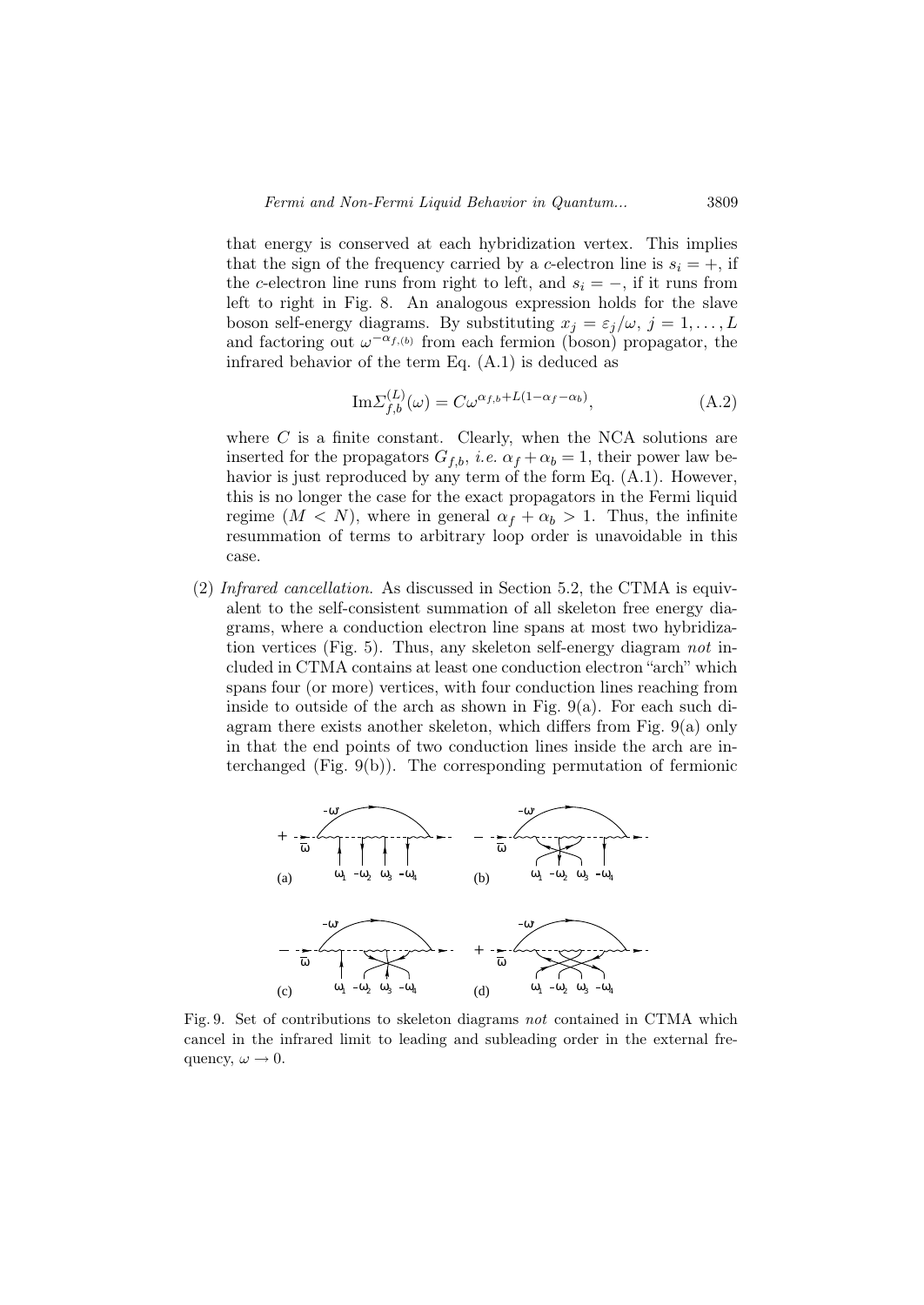that energy is conserved at each hybridization vertex. This implies that the sign of the frequency carried by a $c$-electron line is $s_i = +$, if the $c$-electron line runs from right to left, and $s_i = -$, if it runs from left to right in Fig. 8. An analogous expression holds for the slave boson self-energy diagrams. By substituting $x_j = \varepsilon_j/\omega$, $j = 1, \ldots, L$ and factoring out $\omega^{-\alpha_{f,(b)}}$ from each fermion (boson) propagator, the infrared behavior of the term Eq. (A.1) is deduced as

$$\mathrm{Im}\Sigma_{f,b}^{(L)}(\omega) = C\omega^{\alpha_{f,b}+L(1-\alpha_f-\alpha_b)}, \tag{A.2}$$

where $C$ is a finite constant. Clearly, when the NCA solutions are inserted for the propagators $G_{f,b}$, *i.e.* $\alpha_f + \alpha_b = 1$, their power law behavior is just reproduced by any term of the form Eq. (A.1). However, this is no longer the case for the exact propagators in the Fermi liquid regime ($M < N$), where in general $\alpha_f + \alpha_b > 1$. Thus, the infinite resummation of terms to arbitrary loop order is unavoidable in this case.

(2) *Infrared cancellation*. As discussed in Section 5.2, the CTMA is equivalent to the self-consistent summation of all skeleton free energy diagrams, where a conduction electron line spans at most two hybridization vertices (Fig. 5). Thus, any skeleton self-energy diagram *not* included in CTMA contains at least one conduction electron "arch" which spans four (or more) vertices, with four conduction lines reaching from inside to outside of the arch as shown in Fig. 9(a). For each such diagram there exists another skeleton, which differs from Fig. 9(a) only in that the end points of two conduction lines inside the arch are interchanged (Fig. 9(b)). The corresponding permutation of fermionic

Fig. 9. Set of contributions to skeleton diagrams *not* contained in CTMA which cancel in the infrared limit to leading and subleading order in the external frequency, $\omega \to 0$.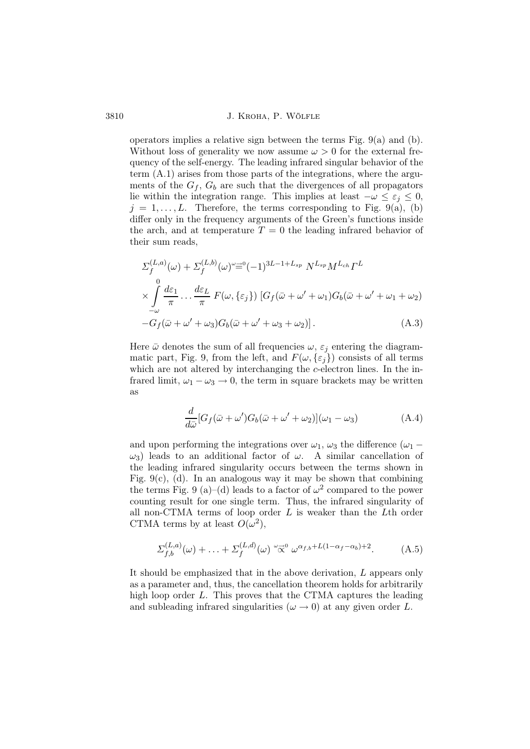operators implies a relative sign between the terms Fig. 9(a) and (b). Without loss of generality we now assume $\omega > 0$ for the external frequency of the self-energy. The leading infrared singular behavior of the term (A.1) arises from those parts of the integrations, where the arguments of the $G_f$, $G_b$ are such that the divergences of all propagators lie within the integration range. This implies at least $-\omega \le \varepsilon_j \le 0$, $j = 1, \ldots, L$. Therefore, the terms corresponding to Fig. 9(a), (b) differ only in the frequency arguments of the Green's functions inside the arch, and at temperature $T = 0$ the leading infrared behavior of their sum reads,

$$
\begin{aligned}
\Sigma_f^{(L,a)}(\omega) + \Sigma_f^{(L,b)}(\omega) &\overset{\omega\to 0}{=} (-1)^{3L-1+L_{sp}}\, N^{L_{sp}} M^{L_{ch}} \Gamma^L \\
&\times \int_{-\omega}^{0} \frac{d\varepsilon_1}{\pi} \ldots \frac{d\varepsilon_L}{\pi}\, F(\omega, \{\varepsilon_j\})\, \left[ G_f(\bar{\omega} + \omega' + \omega_1) G_b(\bar{\omega} + \omega' + \omega_1 + \omega_2) \right. \\
&\left. - G_f(\bar{\omega} + \omega' + \omega_3) G_b(\bar{\omega} + \omega' + \omega_3 + \omega_2) \right] . \qquad \text{(A.3)}
\end{aligned}
$$

Here $\bar{\omega}$ denotes the sum of all frequencies $\omega$, $\varepsilon_j$ entering the diagrammatic part, Fig. 9, from the left, and $F(\omega, \{\varepsilon_j\})$ consists of all terms which are not altered by interchanging the $c$-electron lines. In the infrared limit, $\omega_1 - \omega_3 \to 0$, the term in square brackets may be written as

$$
\frac{d}{d\bar{\omega}} [G_f(\bar{\omega} + \omega') G_b(\bar{\omega} + \omega' + \omega_2)](\omega_1 - \omega_3) \qquad \text{(A.4)}
$$

and upon performing the integrations over $\omega_1$, $\omega_3$ the difference $(\omega_1 - \omega_3)$ leads to an additional factor of $\omega$. A similar cancellation of the leading infrared singularity occurs between the terms shown in Fig. 9(c), (d). In an analogous way it may be shown that combining the terms Fig. 9 (a)–(d) leads to a factor of $\omega^2$ compared to the power counting result for one single term. Thus, the infrared singularity of all non-CTMA terms of loop order $L$ is weaker than the $L$th order CTMA terms by at least $O(\omega^2)$,

$$
\Sigma_{f,b}^{(L,a)}(\omega) + \ldots + \Sigma_f^{(L,d)}(\omega) \overset{\omega \to 0}{\propto} \omega^{\alpha_{f,b} + L(1-\alpha_f-\alpha_b)+2} . \qquad \text{(A.5)}
$$

It should be emphasized that in the above derivation, $L$ appears only as a parameter and, thus, the cancellation theorem holds for arbitrarily high loop order $L$. This proves that the CTMA captures the leading and subleading infrared singularities ($\omega \to 0$) at any given order $L$.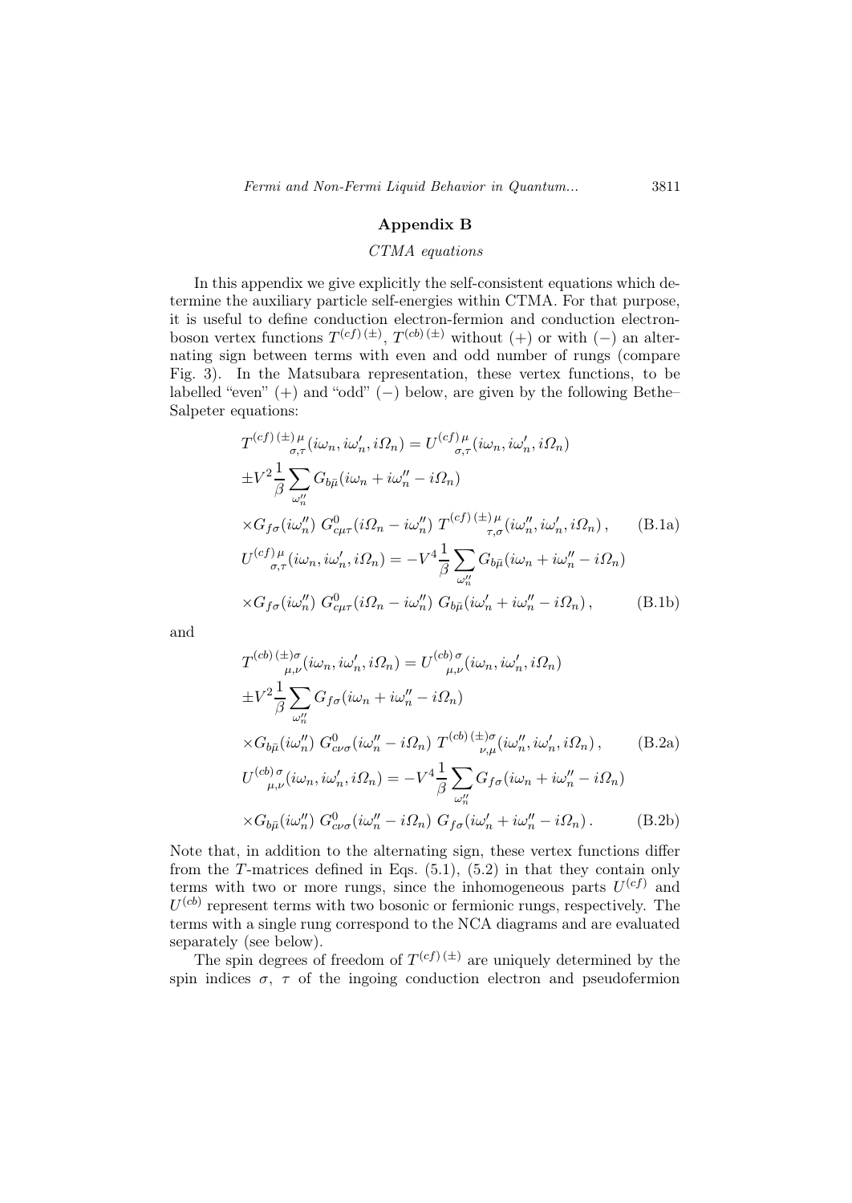## Appendix B

### *CTMA equations*

In this appendix we give explicitly the self-consistent equations which determine the auxiliary particle self-energies within CTMA. For that purpose, it is useful to define conduction electron-fermion and conduction electron-boson vertex functions $T^{(cf)\,(\pm)}$, $T^{(cb)\,(\pm)}$ without $(+)$ or with $(-)$ an alternating sign between terms with even and odd number of rungs (compare Fig. 3). In the Matsubara representation, these vertex functions, to be labelled "even" $(+)$ and "odd" $(-)$ below, are given by the following Bethe–Salpeter equations:

$$
\begin{aligned}
T^{(cf)\,(\pm)\,\mu}_{\quad\sigma,\tau}(i\omega_n, i\omega_n', i\Omega_n) &= U^{(cf)\,\mu}_{\quad\sigma,\tau}(i\omega_n, i\omega_n', i\Omega_n) \\
&\pm V^2 \frac{1}{\beta}\sum_{\omega_n''} G_{b\bar{\mu}}(i\omega_n + i\omega_n'' - i\Omega_n) \\
&\times G_{f\sigma}(i\omega_n'')\; G^0_{c\mu\tau}(i\Omega_n - i\omega_n'')\; T^{(cf)\,(\pm)\,\mu}_{\quad\tau,\sigma}(i\omega_n'', i\omega_n', i\Omega_n)\,, \qquad \text{(B.1a)}
\end{aligned}
$$

$$
\begin{aligned}
U^{(cf)\,\mu}_{\quad\sigma,\tau}(i\omega_n, i\omega_n', i\Omega_n) &= -V^4 \frac{1}{\beta}\sum_{\omega_n''} G_{b\bar{\mu}}(i\omega_n + i\omega_n'' - i\Omega_n) \\
&\times G_{f\sigma}(i\omega_n'')\; G^0_{c\mu\tau}(i\Omega_n - i\omega_n'')\; G_{b\bar{\mu}}(i\omega_n' + i\omega_n'' - i\Omega_n)\,, \qquad \text{(B.1b)}
\end{aligned}
$$

and

$$
\begin{aligned}
T^{(cb)\,(\pm)\sigma}_{\quad\mu,\nu}(i\omega_n, i\omega_n', i\Omega_n) &= U^{(cb)\,\sigma}_{\quad\mu,\nu}(i\omega_n, i\omega_n', i\Omega_n) \\
&\pm V^2 \frac{1}{\beta}\sum_{\omega_n''} G_{f\sigma}(i\omega_n + i\omega_n'' - i\Omega_n) \\
&\times G_{b\bar{\mu}}(i\omega_n'')\; G^0_{c\nu\sigma}(i\omega_n'' - i\Omega_n)\; T^{(cb)\,(\pm)\sigma}_{\quad\nu,\mu}(i\omega_n'', i\omega_n', i\Omega_n)\,, \qquad \text{(B.2a)}
\end{aligned}
$$

$$
\begin{aligned}
U^{(cb)\,\sigma}_{\quad\mu,\nu}(i\omega_n, i\omega_n', i\Omega_n) &= -V^4 \frac{1}{\beta}\sum_{\omega_n''} G_{f\sigma}(i\omega_n + i\omega_n'' - i\Omega_n) \\
&\times G_{b\bar{\mu}}(i\omega_n'')\; G^0_{c\nu\sigma}(i\omega_n'' - i\Omega_n)\; G_{f\sigma}(i\omega_n' + i\omega_n'' - i\Omega_n)\,. \qquad \text{(B.2b)}
\end{aligned}
$$

Note that, in addition to the alternating sign, these vertex functions differ from the $T$-matrices defined in Eqs. (5.1), (5.2) in that they contain only terms with two or more rungs, since the inhomogeneous parts $U^{(cf)}$ and $U^{(cb)}$ represent terms with two bosonic or fermionic rungs, respectively. The terms with a single rung correspond to the NCA diagrams and are evaluated separately (see below).

The spin degrees of freedom of $T^{(cf)\,(\pm)}$ are uniquely determined by the spin indices $\sigma$, $\tau$ of the ingoing conduction electron and pseudofermion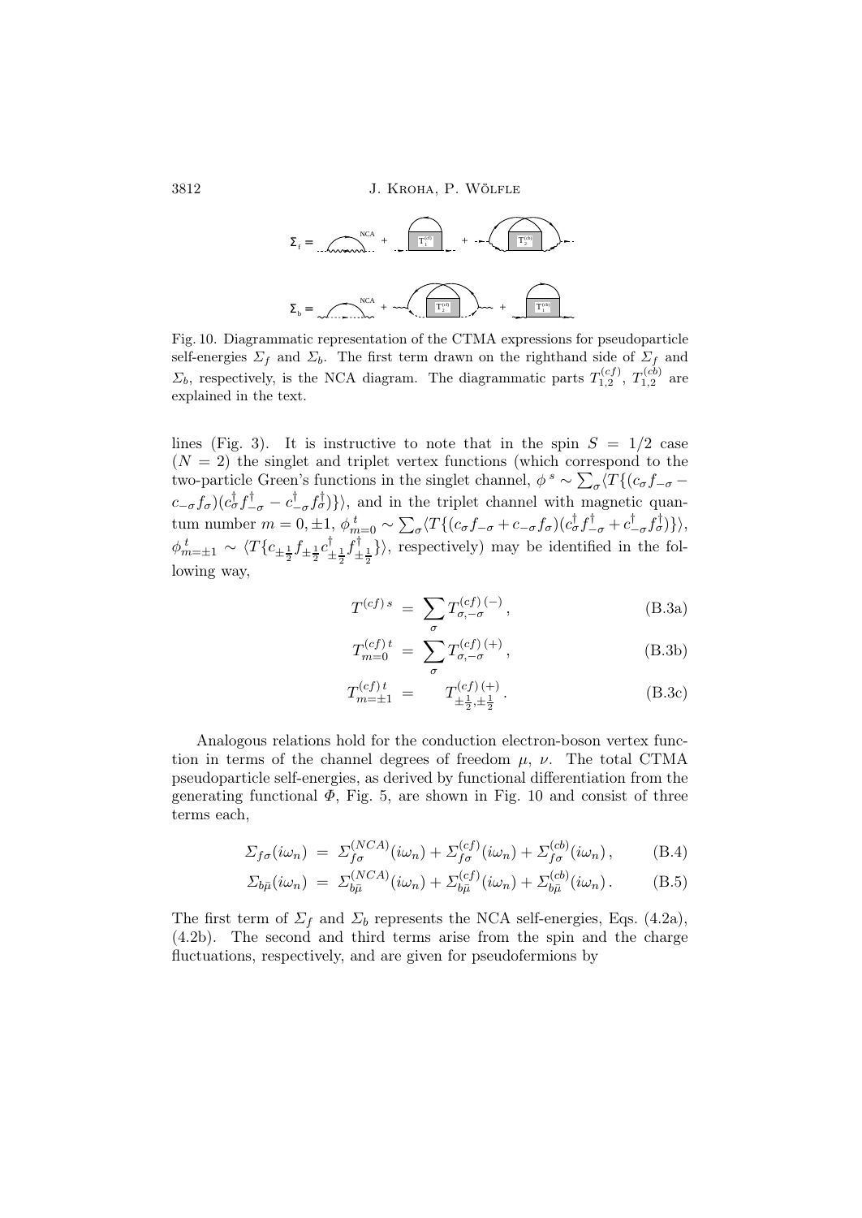Fig. 10. Diagrammatic representation of the CTMA expressions for pseudoparticle self-energies $\Sigma_f$ and $\Sigma_b$. The first term drawn on the righthand side of $\Sigma_f$ and $\Sigma_b$, respectively, is the NCA diagram. The diagrammatic parts $T^{(cf)}_{1,2}$, $T^{(cb)}_{1,2}$ are explained in the text.

lines (Fig. 3). It is instructive to note that in the spin $S = 1/2$ case ($N = 2$) the singlet and triplet vertex functions (which correspond to the two-particle Green's functions in the singlet channel, $\phi^{\,s} \sim \sum_\sigma \langle T\{(c_\sigma f_{-\sigma} - c_{-\sigma} f_\sigma)(c^\dagger_\sigma f^\dagger_{-\sigma} - c^\dagger_{-\sigma} f^\dagger_\sigma)\}\rangle$, and in the triplet channel with magnetic quantum number $m = 0, \pm 1$, $\phi^{\,t}_{m=0} \sim \sum_\sigma \langle T\{(c_\sigma f_{-\sigma} + c_{-\sigma} f_\sigma)(c^\dagger_\sigma f^\dagger_{-\sigma} + c^\dagger_{-\sigma} f^\dagger_\sigma)\}\rangle$, $\phi^{\,t}_{m=\pm 1} \sim \langle T\{c_{\pm\frac{1}{2}} f_{\pm\frac{1}{2}} c^\dagger_{\pm\frac{1}{2}} f^\dagger_{\pm\frac{1}{2}}\}\rangle$, respectively) may be identified in the following way,

$$T^{(cf)\,s} \;=\; \sum_\sigma T^{(cf)\,(-)}_{\sigma,-\sigma}\,, \tag{B.3a}$$

$$T^{(cf)\,t}_{m=0} \;=\; \sum_\sigma T^{(cf)\,(+)}_{\sigma,-\sigma}\,, \tag{B.3b}$$

$$T^{(cf)\,t}_{m=\pm 1} \;=\; T^{(cf)\,(+)}_{\pm\frac{1}{2},\pm\frac{1}{2}}\,. \tag{B.3c}$$

Analogous relations hold for the conduction electron-boson vertex function in terms of the channel degrees of freedom $\mu$, $\nu$. The total CTMA pseudoparticle self-energies, as derived by functional differentiation from the generating functional $\Phi$, Fig. 5, are shown in Fig. 10 and consist of three terms each,

$$\Sigma_{f\sigma}(i\omega_n) \;=\; \Sigma^{(NCA)}_{f\sigma}(i\omega_n) + \Sigma^{(cf)}_{f\sigma}(i\omega_n) + \Sigma^{(cb)}_{f\sigma}(i\omega_n)\,, \tag{B.4}$$

$$\Sigma_{b\bar{\mu}}(i\omega_n) \;=\; \Sigma^{(NCA)}_{b\bar{\mu}}(i\omega_n) + \Sigma^{(cf)}_{b\bar{\mu}}(i\omega_n) + \Sigma^{(cb)}_{b\bar{\mu}}(i\omega_n)\,. \tag{B.5}$$

The first term of $\Sigma_f$ and $\Sigma_b$ represents the NCA self-energies, Eqs. (4.2a), (4.2b). The second and third terms arise from the spin and the charge fluctuations, respectively, and are given for pseudofermions by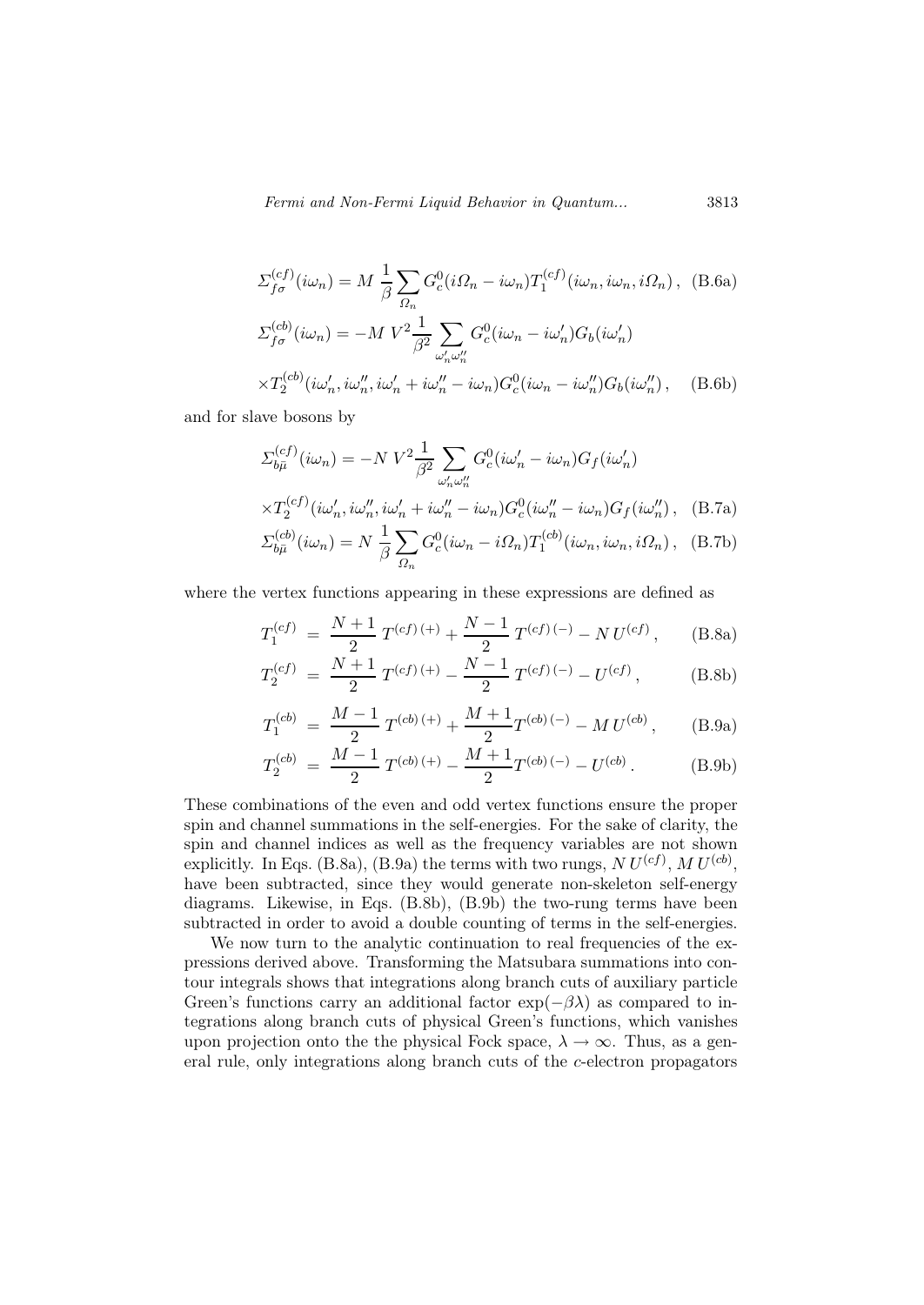$$\Sigma^{(cf)}_{f\sigma}(i\omega_n) = M\, \frac{1}{\beta} \sum_{\Omega_n} G^0_c(i\Omega_n - i\omega_n) T^{(cf)}_1(i\omega_n, i\omega_n, i\Omega_n)\,, \quad \text{(B.6a)}$$

$$\Sigma^{(cb)}_{f\sigma}(i\omega_n) = -M\, V^2 \frac{1}{\beta^2} \sum_{\omega'_n \omega''_n} G^0_c(i\omega_n - i\omega'_n) G_b(i\omega'_n)$$

$$\times T^{(cb)}_2(i\omega'_n, i\omega''_n, i\omega'_n + i\omega''_n - i\omega_n) G^0_c(i\omega_n - i\omega''_n) G_b(i\omega''_n)\,, \quad \text{(B.6b)}$$

and for slave bosons by

$$\Sigma^{(cf)}_{b\bar{\mu}}(i\omega_n) = -N\, V^2 \frac{1}{\beta^2} \sum_{\omega'_n \omega''_n} G^0_c(i\omega'_n - i\omega_n) G_f(i\omega'_n)$$

$$\times T^{(cf)}_2(i\omega'_n, i\omega''_n, i\omega'_n + i\omega''_n - i\omega_n) G^0_c(i\omega''_n - i\omega_n) G_f(i\omega''_n)\,, \quad \text{(B.7a)}$$

$$\Sigma^{(cb)}_{b\bar{\mu}}(i\omega_n) = N\, \frac{1}{\beta} \sum_{\Omega_n} G^0_c(i\omega_n - i\Omega_n) T^{(cb)}_1(i\omega_n, i\omega_n, i\Omega_n)\,, \quad \text{(B.7b)}$$

where the vertex functions appearing in these expressions are defined as

$$T^{(cf)}_1 = \frac{N+1}{2}\, T^{(cf)\,(+)} + \frac{N-1}{2}\, T^{(cf)\,(-)} - N\, U^{(cf)}\,, \quad \text{(B.8a)}$$

$$T^{(cf)}_2 = \frac{N+1}{2}\, T^{(cf)\,(+)} - \frac{N-1}{2}\, T^{(cf)\,(-)} - U^{(cf)}\,, \quad \text{(B.8b)}$$

$$T^{(cb)}_1 = \frac{M-1}{2}\, T^{(cb)\,(+)} + \frac{M+1}{2} T^{(cb)\,(-)} - M\, U^{(cb)}\,, \quad \text{(B.9a)}$$

$$T^{(cb)}_2 = \frac{M-1}{2}\, T^{(cb)\,(+)} - \frac{M+1}{2} T^{(cb)\,(-)} - U^{(cb)}\,. \quad \text{(B.9b)}$$

These combinations of the even and odd vertex functions ensure the proper spin and channel summations in the self-energies. For the sake of clarity, the spin and channel indices as well as the frequency variables are not shown explicitly. In Eqs. (B.8a), (B.9a) the terms with two rungs, $N\, U^{(cf)}$, $M\, U^{(cb)}$, have been subtracted, since they would generate non-skeleton self-energy diagrams. Likewise, in Eqs. (B.8b), (B.9b) the two-rung terms have been subtracted in order to avoid a double counting of terms in the self-energies.

We now turn to the analytic continuation to real frequencies of the expressions derived above. Transforming the Matsubara summations into contour integrals shows that integrations along branch cuts of auxiliary particle Green's functions carry an additional factor $\exp(-\beta\lambda)$ as compared to integrations along branch cuts of physical Green's functions, which vanishes upon projection onto the the physical Fock space, $\lambda \to \infty$. Thus, as a general rule, only integrations along branch cuts of the $c$-electron propagators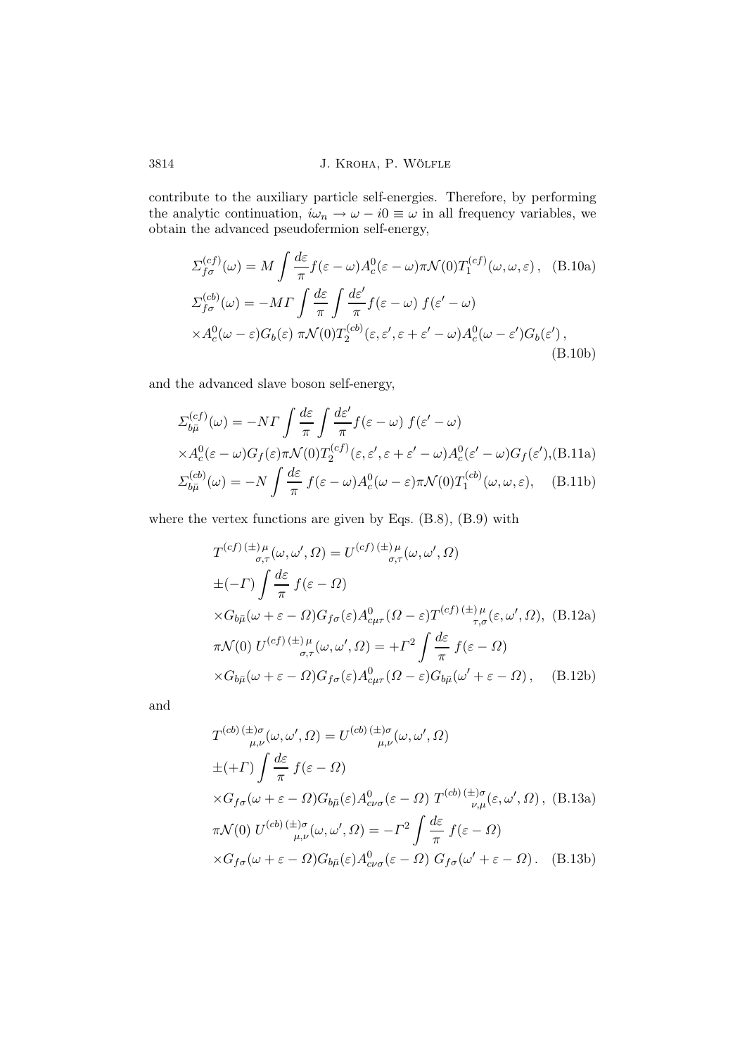contribute to the auxiliary particle self-energies. Therefore, by performing the analytic continuation, $i\omega_n \to \omega - i0 \equiv \omega$ in all frequency variables, we obtain the advanced pseudofermion self-energy,

$$
\Sigma_{f\sigma}^{(cf)}(\omega) = M \int \frac{d\varepsilon}{\pi} f(\varepsilon-\omega) A_c^0(\varepsilon-\omega) \pi \mathcal{N}(0) T_1^{(cf)}(\omega,\omega,\varepsilon)\,, \quad \text{(B.10a)}
$$

$$
\begin{aligned}
\Sigma_{f\sigma}^{(cb)}(\omega) &= -M\Gamma \int \frac{d\varepsilon}{\pi} \int \frac{d\varepsilon'}{\pi} f(\varepsilon-\omega)\, f(\varepsilon'-\omega) \\
&\times A_c^0(\omega-\varepsilon) G_b(\varepsilon)\, \pi\mathcal{N}(0) T_2^{(cb)}(\varepsilon,\varepsilon',\varepsilon+\varepsilon'-\omega) A_c^0(\omega-\varepsilon') G_b(\varepsilon')\,,
\end{aligned} \quad \text{(B.10b)}
$$

and the advanced slave boson self-energy,

$$
\begin{aligned}
\Sigma_{b\bar\mu}^{(cf)}(\omega) &= -N\Gamma \int \frac{d\varepsilon}{\pi} \int \frac{d\varepsilon'}{\pi} f(\varepsilon-\omega)\, f(\varepsilon'-\omega) \\
&\times A_c^0(\varepsilon-\omega) G_f(\varepsilon) \pi\mathcal{N}(0) T_2^{(cf)}(\varepsilon,\varepsilon',\varepsilon+\varepsilon'-\omega) A_c^0(\varepsilon'-\omega) G_f(\varepsilon')\,, \quad \text{(B.11a)}
\end{aligned}
$$

$$
\Sigma_{b\bar\mu}^{(cb)}(\omega) = -N \int \frac{d\varepsilon}{\pi}\, f(\varepsilon-\omega) A_c^0(\omega-\varepsilon) \pi\mathcal{N}(0) T_1^{(cb)}(\omega,\omega,\varepsilon), \quad \text{(B.11b)}
$$

where the vertex functions are given by Eqs. (B.8), (B.9) with

$$
\begin{aligned}
T^{(cf)\,(\pm)\,\mu}_{\quad\sigma,\tau}(\omega,\omega',\Omega) &= U^{(cf)\,(\pm)\,\mu}_{\quad\sigma,\tau}(\omega,\omega',\Omega) \\
&\pm(-\Gamma) \int \frac{d\varepsilon}{\pi}\, f(\varepsilon-\Omega) \\
&\times G_{b\bar\mu}(\omega+\varepsilon-\Omega) G_{f\sigma}(\varepsilon) A^0_{c\mu\tau}(\Omega-\varepsilon) T^{(cf)\,(\pm)\,\mu}_{\quad\tau,\sigma}(\varepsilon,\omega',\Omega), \quad \text{(B.12a)} \\
\pi\mathcal{N}(0)\, U^{(cf)\,(\pm)\,\mu}_{\quad\sigma,\tau}(\omega,\omega',\Omega) &= +\Gamma^2 \int \frac{d\varepsilon}{\pi}\, f(\varepsilon-\Omega) \\
&\times G_{b\bar\mu}(\omega+\varepsilon-\Omega) G_{f\sigma}(\varepsilon) A^0_{c\mu\tau}(\Omega-\varepsilon) G_{b\bar\mu}(\omega'+\varepsilon-\Omega)\,, \quad \text{(B.12b)}
\end{aligned}
$$

and

$$
\begin{aligned}
T^{(cb)\,(\pm)\sigma}_{\quad\mu,\nu}(\omega,\omega',\Omega) &= U^{(cb)\,(\pm)\sigma}_{\quad\mu,\nu}(\omega,\omega',\Omega) \\
&\pm(+\Gamma) \int \frac{d\varepsilon}{\pi}\, f(\varepsilon-\Omega) \\
&\times G_{f\sigma}(\omega+\varepsilon-\Omega) G_{b\bar\mu}(\varepsilon) A^0_{c\nu\sigma}(\varepsilon-\Omega)\, T^{(cb)\,(\pm)\sigma}_{\quad\nu,\mu}(\varepsilon,\omega',\Omega)\,, \quad \text{(B.13a)} \\
\pi\mathcal{N}(0)\, U^{(cb)\,(\pm)\sigma}_{\quad\mu,\nu}(\omega,\omega',\Omega) &= -\Gamma^2 \int \frac{d\varepsilon}{\pi}\, f(\varepsilon-\Omega) \\
&\times G_{f\sigma}(\omega+\varepsilon-\Omega) G_{b\bar\mu}(\varepsilon) A^0_{c\nu\sigma}(\varepsilon-\Omega)\, G_{f\sigma}(\omega'+\varepsilon-\Omega)\,. \quad \text{(B.13b)}
\end{aligned}
$$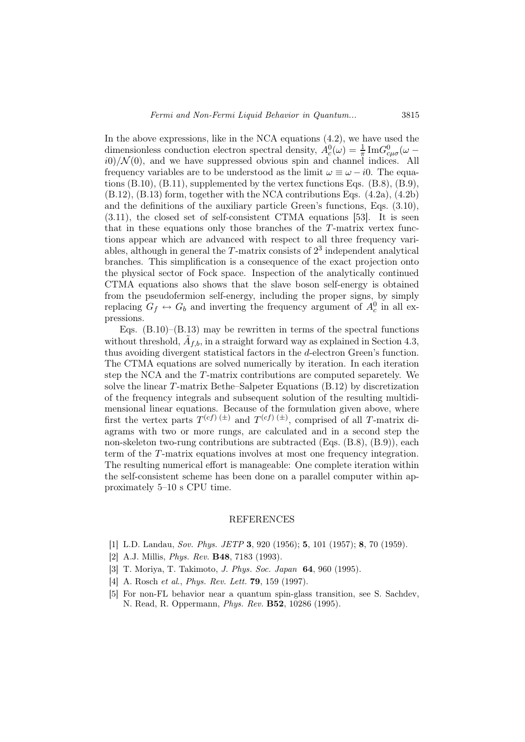In the above expressions, like in the NCA equations (4.2), we have used the dimensionless conduction electron spectral density, $A_c^0(\omega) = \frac{1}{\pi}\,\mathrm{Im}G^0_{c\mu\sigma}(\omega - i0)/\mathcal{N}(0)$, and we have suppressed obvious spin and channel indices. All frequency variables are to be understood as the limit $\omega \equiv \omega - i0$. The equations (B.10), (B.11), supplemented by the vertex functions Eqs. (B.8), (B.9), (B.12), (B.13) form, together with the NCA contributions Eqs. (4.2a), (4.2b) and the definitions of the auxiliary particle Green's functions, Eqs. (3.10), (3.11), the closed set of self-consistent CTMA equations [53]. It is seen that in these equations only those branches of the $T$-matrix vertex functions appear which are advanced with respect to all three frequency variables, although in general the $T$-matrix consists of $2^3$ independent analytical branches. This simplification is a consequence of the exact projection onto the physical sector of Fock space. Inspection of the analytically continued CTMA equations also shows that the slave boson self-energy is obtained from the pseudofermion self-energy, including the proper signs, by simply replacing $G_f \leftrightarrow G_b$ and inverting the frequency argument of $A_c^0$ in all expressions.

Eqs. (B.10)–(B.13) may be rewritten in terms of the spectral functions without threshold, $\tilde{A}_{f,b}$, in a straight forward way as explained in Section 4.3, thus avoiding divergent statistical factors in the $d$-electron Green's function. The CTMA equations are solved numerically by iteration. In each iteration step the NCA and the $T$-matrix contributions are computed separetely. We solve the linear $T$-matrix Bethe–Salpeter Equations (B.12) by discretization of the frequency integrals and subsequent solution of the resulting multidimensional linear equations. Because of the formulation given above, where first the vertex parts $T^{(cf)\,(\pm)}$ and $T^{(cf)\,(\pm)}$, comprised of all $T$-matrix diagrams with two or more rungs, are calculated and in a second step the non-skeleton two-rung contributions are subtracted (Eqs. (B.8), (B.9)), each term of the $T$-matrix equations involves at most one frequency integration. The resulting numerical effort is manageable: One complete iteration within the self-consistent scheme has been done on a parallel computer within approximately 5–10 s CPU time.

## REFERENCES

[1] L.D. Landau, *Sov. Phys. JETP* **3**, 920 (1956); **5**, 101 (1957); **8**, 70 (1959).

[2] A.J. Millis, *Phys. Rev.* **B48**, 7183 (1993).

[3] T. Moriya, T. Takimoto, *J. Phys. Soc. Japan* **64**, 960 (1995).

[4] A. Rosch *et al.*, *Phys. Rev. Lett.* **79**, 159 (1997).

[5] For non-FL behavior near a quantum spin-glass transition, see S. Sachdev, N. Read, R. Oppermann, *Phys. Rev.* **B52**, 10286 (1995).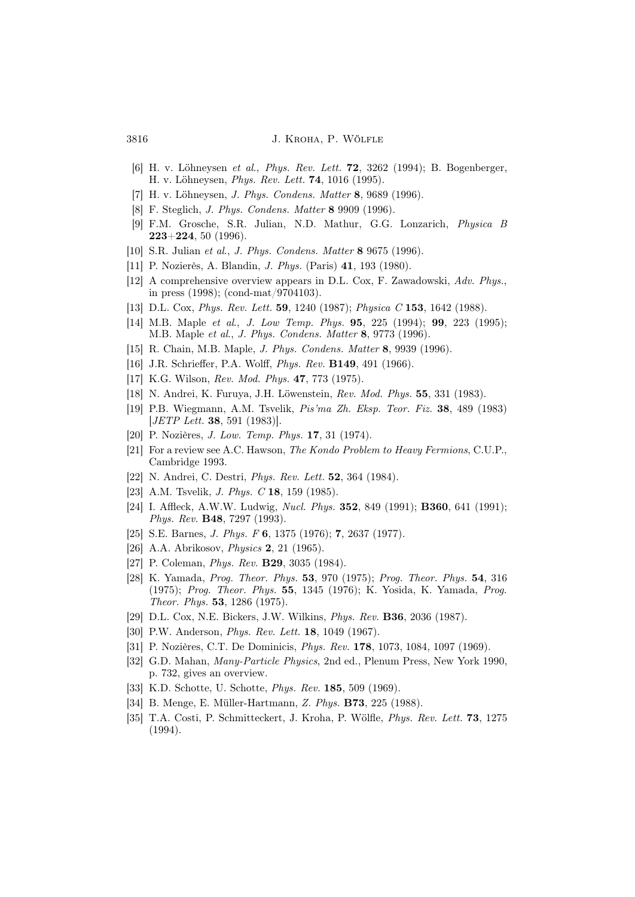[6] H. v. Löhneysen *et al.*, *Phys. Rev. Lett.* **72**, 3262 (1994); B. Bogenberger, H. v. Löhneysen, *Phys. Rev. Lett.* **74**, 1016 (1995).

[7] H. v. Löhneysen, *J. Phys. Condens. Matter* **8**, 9689 (1996).

[8] F. Steglich, *J. Phys. Condens. Matter* **8** 9909 (1996).

[9] F.M. Grosche, S.R. Julian, N.D. Mathur, G.G. Lonzarich, *Physica B* **223**+**224**, 50 (1996).

[10] S.R. Julian *et al.*, *J. Phys. Condens. Matter* **8** 9675 (1996).

[11] P. Nozierès, A. Blandin, *J. Phys.* (Paris) **41**, 193 (1980).

[12] A comprehensive overview appears in D.L. Cox, F. Zawadowski, *Adv. Phys.*, in press (1998); (cond-mat/9704103).

[13] D.L. Cox, *Phys. Rev. Lett.* **59**, 1240 (1987); *Physica C* **153**, 1642 (1988).

[14] M.B. Maple *et al.*, *J. Low Temp. Phys.* **95**, 225 (1994); **99**, 223 (1995); M.B. Maple *et al.*, *J. Phys. Condens. Matter* **8**, 9773 (1996).

[15] R. Chain, M.B. Maple, *J. Phys. Condens. Matter* **8**, 9939 (1996).

[16] J.R. Schrieffer, P.A. Wolff, *Phys. Rev.* **B149**, 491 (1966).

[17] K.G. Wilson, *Rev. Mod. Phys.* **47**, 773 (1975).

[18] N. Andrei, K. Furuya, J.H. Löwenstein, *Rev. Mod. Phys.* **55**, 331 (1983).

[19] P.B. Wiegmann, A.M. Tsvelik, *Pis'ma Zh. Eksp. Teor. Fiz.* **38**, 489 (1983) [*JETP Lett.* **38**, 591 (1983)].

[20] P. Nozières, *J. Low. Temp. Phys.* **17**, 31 (1974).

[21] For a review see A.C. Hawson, *The Kondo Problem to Heavy Fermions*, C.U.P., Cambridge 1993.

[22] N. Andrei, C. Destri, *Phys. Rev. Lett.* **52**, 364 (1984).

[23] A.M. Tsvelik, *J. Phys. C* **18**, 159 (1985).

[24] I. Affleck, A.W.W. Ludwig, *Nucl. Phys.* **352**, 849 (1991); **B360**, 641 (1991); *Phys. Rev.* **B48**, 7297 (1993).

[25] S.E. Barnes, *J. Phys. F* **6**, 1375 (1976); **7**, 2637 (1977).

[26] A.A. Abrikosov, *Physics* **2**, 21 (1965).

[27] P. Coleman, *Phys. Rev.* **B29**, 3035 (1984).

[28] K. Yamada, *Prog. Theor. Phys.* **53**, 970 (1975); *Prog. Theor. Phys.* **54**, 316 (1975); *Prog. Theor. Phys.* **55**, 1345 (1976); K. Yosida, K. Yamada, *Prog. Theor. Phys.* **53**, 1286 (1975).

[29] D.L. Cox, N.E. Bickers, J.W. Wilkins, *Phys. Rev.* **B36**, 2036 (1987).

[30] P.W. Anderson, *Phys. Rev. Lett.* **18**, 1049 (1967).

[31] P. Nozières, C.T. De Dominicis, *Phys. Rev.* **178**, 1073, 1084, 1097 (1969).

[32] G.D. Mahan, *Many-Particle Physics*, 2nd ed., Plenum Press, New York 1990, p. 732, gives an overview.

[33] K.D. Schotte, U. Schotte, *Phys. Rev.* **185**, 509 (1969).

[34] B. Menge, E. Müller-Hartmann, *Z. Phys.* **B73**, 225 (1988).

[35] T.A. Costi, P. Schmitteckert, J. Kroha, P. Wölfle, *Phys. Rev. Lett.* **73**, 1275 (1994).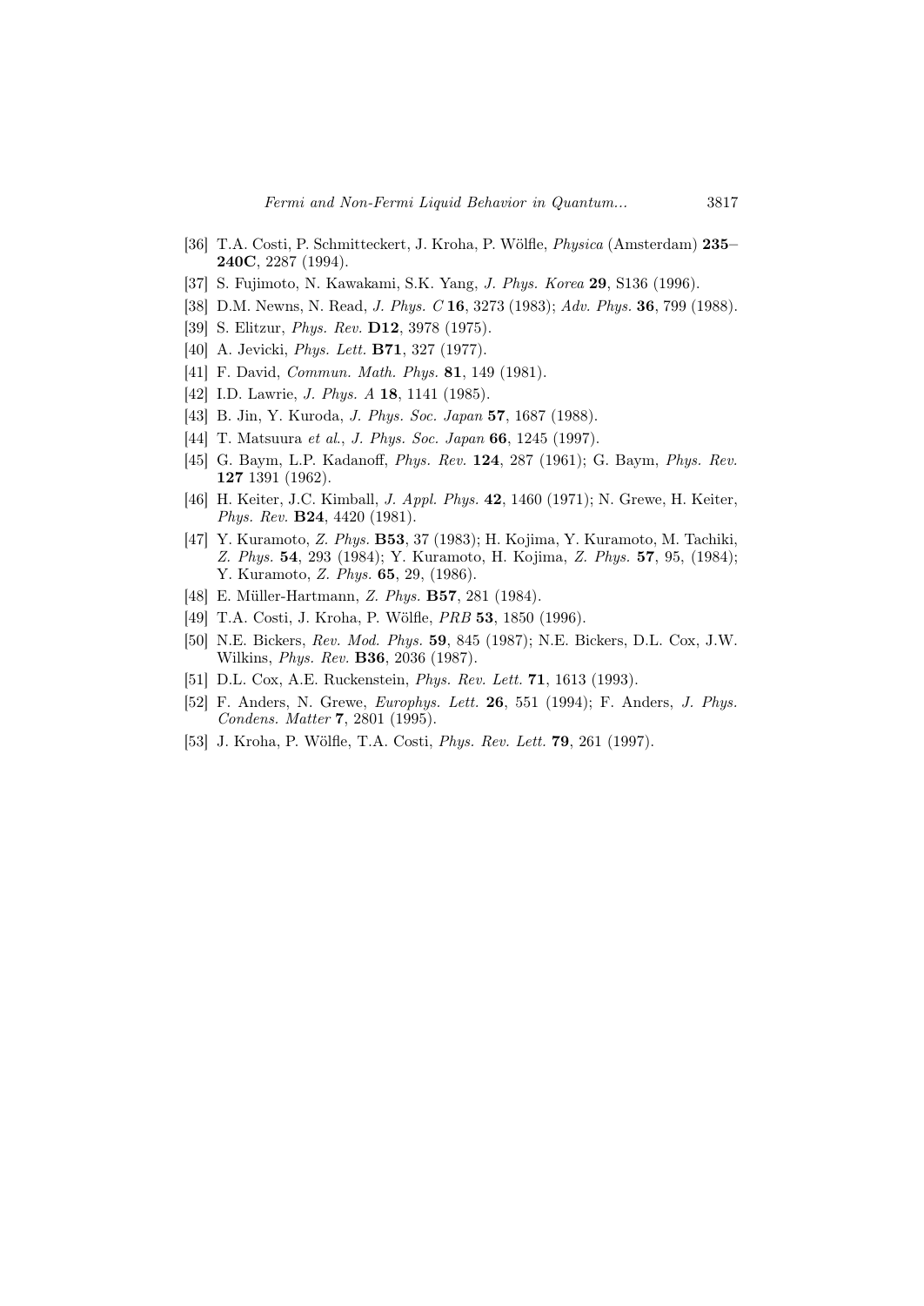[36] T.A. Costi, P. Schmitteckert, J. Kroha, P. Wölfle, *Physica* (Amsterdam) **235–240C**, 2287 (1994).

[37] S. Fujimoto, N. Kawakami, S.K. Yang, *J. Phys. Korea* **29**, S136 (1996).

[38] D.M. Newns, N. Read, *J. Phys. C* **16**, 3273 (1983); *Adv. Phys.* **36**, 799 (1988).

[39] S. Elitzur, *Phys. Rev.* **D12**, 3978 (1975).

[40] A. Jevicki, *Phys. Lett.* **B71**, 327 (1977).

[41] F. David, *Commun. Math. Phys.* **81**, 149 (1981).

[42] I.D. Lawrie, *J. Phys. A* **18**, 1141 (1985).

[43] B. Jin, Y. Kuroda, *J. Phys. Soc. Japan* **57**, 1687 (1988).

[44] T. Matsuura *et al.*, *J. Phys. Soc. Japan* **66**, 1245 (1997).

[45] G. Baym, L.P. Kadanoff, *Phys. Rev.* **124**, 287 (1961); G. Baym, *Phys. Rev.* **127** 1391 (1962).

[46] H. Keiter, J.C. Kimball, *J. Appl. Phys.* **42**, 1460 (1971); N. Grewe, H. Keiter, *Phys. Rev.* **B24**, 4420 (1981).

[47] Y. Kuramoto, *Z. Phys.* **B53**, 37 (1983); H. Kojima, Y. Kuramoto, M. Tachiki, *Z. Phys.* **54**, 293 (1984); Y. Kuramoto, H. Kojima, *Z. Phys.* **57**, 95, (1984); Y. Kuramoto, *Z. Phys.* **65**, 29, (1986).

[48] E. Müller-Hartmann, *Z. Phys.* **B57**, 281 (1984).

[49] T.A. Costi, J. Kroha, P. Wölfle, *PRB* **53**, 1850 (1996).

[50] N.E. Bickers, *Rev. Mod. Phys.* **59**, 845 (1987); N.E. Bickers, D.L. Cox, J.W. Wilkins, *Phys. Rev.* **B36**, 2036 (1987).

[51] D.L. Cox, A.E. Ruckenstein, *Phys. Rev. Lett.* **71**, 1613 (1993).

[52] F. Anders, N. Grewe, *Europhys. Lett.* **26**, 551 (1994); F. Anders, *J. Phys. Condens. Matter* **7**, 2801 (1995).

[53] J. Kroha, P. Wölfle, T.A. Costi, *Phys. Rev. Lett.* **79**, 261 (1997).